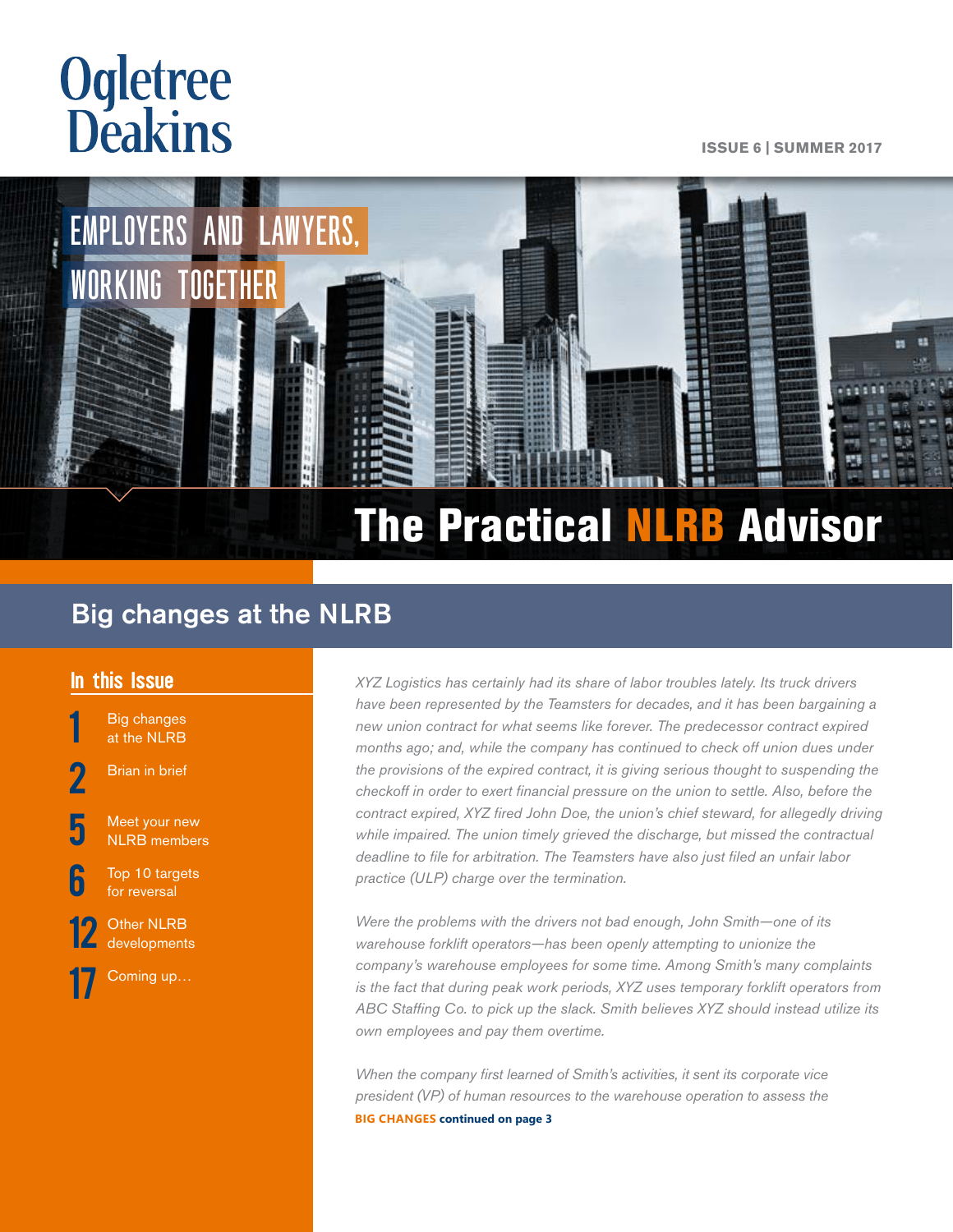# Ogletree Deakins

ISSUE 6 | SUMMER 2017

EMPLOYERS AND LAWYERS, WORKING TOGETHER

# The Practical NLRB Advisor

## Big changes at the NLRB

### In this Issue

- **1** Big changes at the NLRB
- **2** Brian in brief
- **5** Meet your new NLRB members
- **6** Top 10 targets for reversal
- **12** Other NLRB developments
- **17** Coming up…

*XYZ Logistics has certainly had its share of labor troubles lately. Its truck drivers have been represented by the Teamsters for decades, and it has been bargaining a new union contract for what seems like forever. The predecessor contract expired months ago; and, while the company has continued to check off union dues under the provisions of the expired contract, it is giving serious thought to suspending the checkoff in order to exert financial pressure on the union to settle. Also, before the contract expired, XYZ fired John Doe, the union's chief steward, for allegedly driving while impaired. The union timely grieved the discharge, but missed the contractual deadline to file for arbitration. The Teamsters have also just filed an unfair labor practice (ULP) charge over the termination.*

*Were the problems with the drivers not bad enough, John Smith—one of its warehouse forklift operators—has been openly attempting to unionize the company's warehouse employees for some time. Among Smith's many complaints is the fact that during peak work periods, XYZ uses temporary forklift operators from ABC Staffing Co. to pick up the slack. Smith believes XYZ should instead utilize its own employees and pay them overtime.*

*When the company first learned of Smith's activities, it sent its corporate vice president (VP) of human resources to the warehouse operation to assess the*

**BIG CHANGES continued on page 3**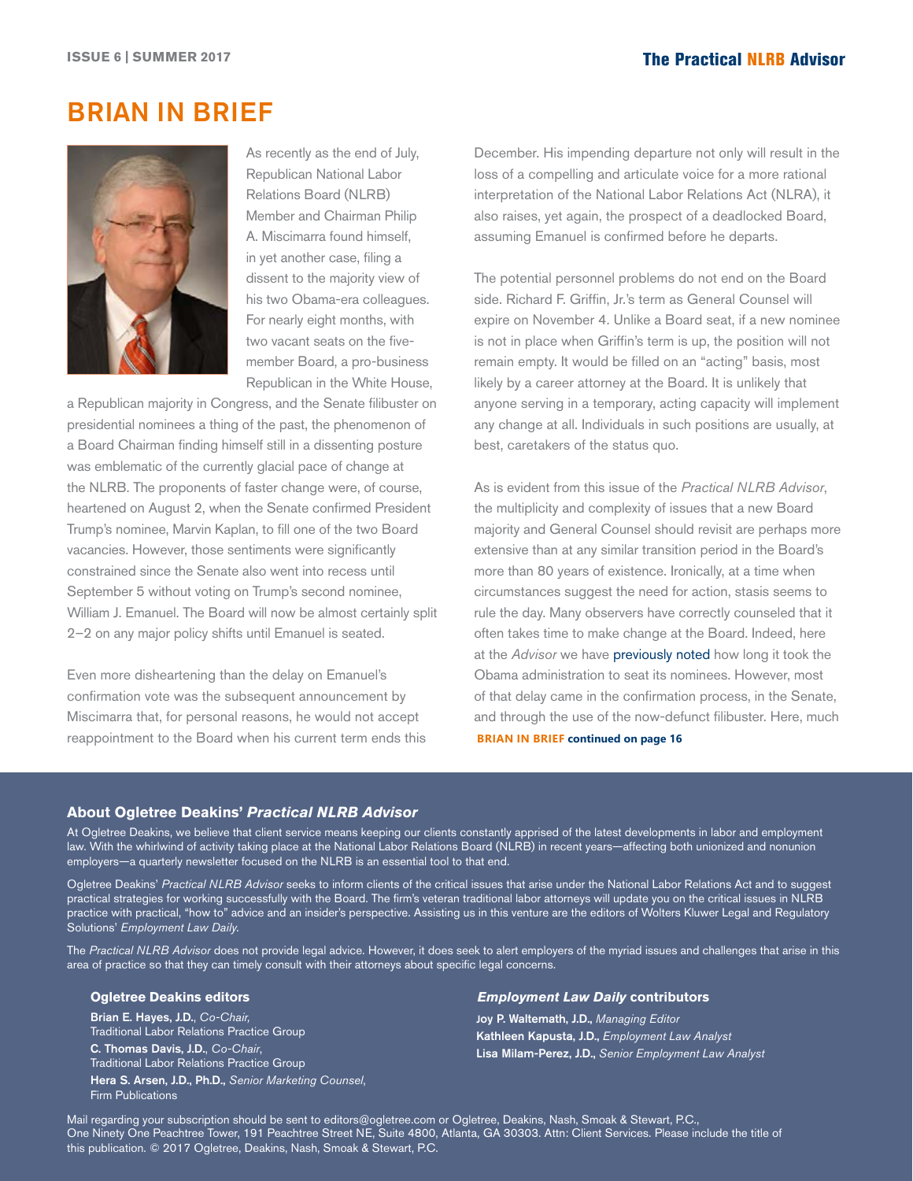# BRIAN IN BRIEF

As recently as the end of July, Republican National Labor Relations Board (NLRB) Member and Chairman Philip A. Miscimarra found himself, in yet another case, filing a dissent to the majority view of his two Obama-era colleagues. For nearly eight months, with two vacant seats on the five-member Board, a pro-business Republican in the White House, a Republican majority in Congress, and the Senate filibuster on presidential nominees a thing of the past, the phenomenon of a Board Chairman finding himself still in a dissenting posture was emblematic of the currently glacial pace of change at the NLRB. The proponents of faster change were, of course, heartened on August 2, when the Senate confirmed President Trump's nominee, Marvin Kaplan, to fill one of the two Board vacancies. However, those sentiments were significantly constrained since the Senate also went into recess until September 5 without voting on Trump's second nominee, William J. Emanuel. The Board will now be almost certainly split 2–2 on any major policy shifts until Emanuel is seated.

Even more disheartening than the delay on Emanuel's confirmation vote was the subsequent announcement by Miscimarra that, for personal reasons, he would not accept reappointment to the Board when his current term ends this December. His impending departure not only will result in the loss of a compelling and articulate voice for a more rational interpretation of the National Labor Relations Act (NLRA), it also raises, yet again, the prospect of a deadlocked Board, assuming Emanuel is confirmed before he departs.

The potential personnel problems do not end on the Board side. Richard F. Griffin, Jr.'s term as General Counsel will expire on November 4. Unlike a Board seat, if a new nominee is not in place when Griffin's term is up, the position will not remain empty. It would be filled on an "acting" basis, most likely by a career attorney at the Board. It is unlikely that anyone serving in a temporary, acting capacity will implement any change at all. Individuals in such positions are usually, at best, caretakers of the status quo.

As is evident from this issue of the *Practical NLRB Advisor*, the multiplicity and complexity of issues that a new Board majority and General Counsel should revisit are perhaps more extensive than at any similar transition period in the Board's more than 80 years of existence. Ironically, at a time when circumstances suggest the need for action, stasis seems to rule the day. Many observers have correctly counseled that it often takes time to make change at the Board. Indeed, here at the *Advisor* we have previously noted how long it took the Obama administration to seat its nominees. However, most of that delay came in the confirmation process, in the Senate, and through the use of the now-defunct filibuster. Here, much

**BRIAN IN BRIEF continued on page 16**

### About Ogletree Deakins' *Practical NLRB Advisor*

At Ogletree Deakins, we believe that client service means keeping our clients constantly apprised of the latest developments in labor and employment law. With the whirlwind of activity taking place at the National Labor Relations Board (NLRB) in recent years—affecting both unionized and nonunion employers—a quarterly newsletter focused on the NLRB is an essential tool to that end.

Ogletree Deakins' *Practical NLRB Advisor* seeks to inform clients of the critical issues that arise under the National Labor Relations Act and to suggest practical strategies for working successfully with the Board. The firm's veteran traditional labor attorneys will update you on the critical issues in NLRB practice with practical, "how to" advice and an insider's perspective. Assisting us in this venture are the editors of Wolters Kluwer Legal and Regulatory Solutions' *Employment Law Daily*.

The *Practical NLRB Advisor* does not provide legal advice. However, it does seek to alert employers of the myriad issues and challenges that arise in this area of practice so that they can timely consult with their attorneys about specific legal concerns.

#### Ogletree Deakins editors

**Brian E. Hayes, J.D.**, *Co-Chair*, Traditional Labor Relations Practice Group
**C. Thomas Davis, J.D.**, *Co-Chair*, Traditional Labor Relations Practice Group
**Hera S. Arsen, J.D., Ph.D.**, *Senior Marketing Counsel*, Firm Publications

#### *Employment Law Daily* contributors

**Joy P. Waltemath, J.D.**, *Managing Editor*
**Kathleen Kapusta, J.D.**, *Employment Law Analyst*
**Lisa Milam-Perez, J.D.**, *Senior Employment Law Analyst*

Mail regarding your subscription should be sent to editors@ogletree.com or Ogletree, Deakins, Nash, Smoak & Stewart, P.C., One Ninety One Peachtree Tower, 191 Peachtree Street NE, Suite 4800, Atlanta, GA 30303. Attn: Client Services. Please include the title of this publication. © 2017 Ogletree, Deakins, Nash, Smoak & Stewart, P.C.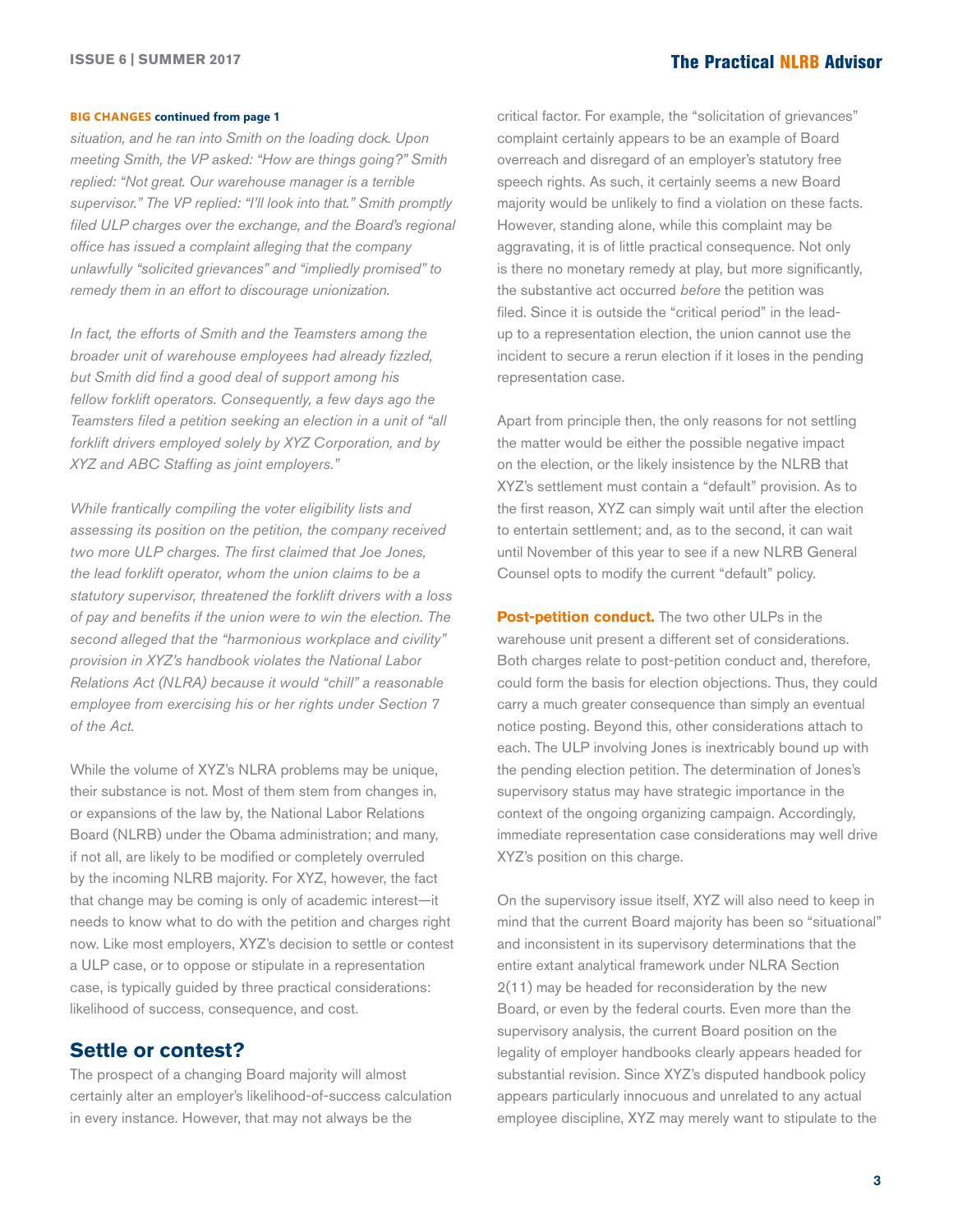**BIG CHANGES continued from page 1**

*situation, and he ran into Smith on the loading dock. Upon meeting Smith, the VP asked: "How are things going?" Smith replied: "Not great. Our warehouse manager is a terrible supervisor." The VP replied: "I'll look into that." Smith promptly filed ULP charges over the exchange, and the Board's regional office has issued a complaint alleging that the company unlawfully "solicited grievances" and "impliedly promised" to remedy them in an effort to discourage unionization.*

*In fact, the efforts of Smith and the Teamsters among the broader unit of warehouse employees had already fizzled, but Smith did find a good deal of support among his fellow forklift operators. Consequently, a few days ago the Teamsters filed a petition seeking an election in a unit of "all forklift drivers employed solely by XYZ Corporation, and by XYZ and ABC Staffing as joint employers."*

*While frantically compiling the voter eligibility lists and assessing its position on the petition, the company received two more ULP charges. The first claimed that Joe Jones, the lead forklift operator, whom the union claims to be a statutory supervisor, threatened the forklift drivers with a loss of pay and benefits if the union were to win the election. The second alleged that the "harmonious workplace and civility" provision in XYZ's handbook violates the National Labor Relations Act (NLRA) because it would "chill" a reasonable employee from exercising his or her rights under Section 7 of the Act.*

While the volume of XYZ's NLRA problems may be unique, their substance is not. Most of them stem from changes in, or expansions of the law by, the National Labor Relations Board (NLRB) under the Obama administration; and many, if not all, are likely to be modified or completely overruled by the incoming NLRB majority. For XYZ, however, the fact that change may be coming is only of academic interest—it needs to know what to do with the petition and charges right now. Like most employers, XYZ's decision to settle or contest a ULP case, or to oppose or stipulate in a representation case, is typically guided by three practical considerations: likelihood of success, consequence, and cost.

## Settle or contest?

The prospect of a changing Board majority will almost certainly alter an employer's likelihood-of-success calculation in every instance. However, that may not always be the critical factor. For example, the "solicitation of grievances" complaint certainly appears to be an example of Board overreach and disregard of an employer's statutory free speech rights. As such, it certainly seems a new Board majority would be unlikely to find a violation on these facts. However, standing alone, while this complaint may be aggravating, it is of little practical consequence. Not only is there no monetary remedy at play, but more significantly, the substantive act occurred *before* the petition was filed. Since it is outside the "critical period" in the lead-up to a representation election, the union cannot use the incident to secure a rerun election if it loses in the pending representation case.

Apart from principle then, the only reasons for not settling the matter would be either the possible negative impact on the election, or the likely insistence by the NLRB that XYZ's settlement must contain a "default" provision. As to the first reason, XYZ can simply wait until after the election to entertain settlement; and, as to the second, it can wait until November of this year to see if a new NLRB General Counsel opts to modify the current "default" policy.

**Post-petition conduct.** The two other ULPs in the warehouse unit present a different set of considerations. Both charges relate to post-petition conduct and, therefore, could form the basis for election objections. Thus, they could carry a much greater consequence than simply an eventual notice posting. Beyond this, other considerations attach to each. The ULP involving Jones is inextricably bound up with the pending election petition. The determination of Jones's supervisory status may have strategic importance in the context of the ongoing organizing campaign. Accordingly, immediate representation case considerations may well drive XYZ's position on this charge.

On the supervisory issue itself, XYZ will also need to keep in mind that the current Board majority has been so "situational" and inconsistent in its supervisory determinations that the entire extant analytical framework under NLRA Section 2(11) may be headed for reconsideration by the new Board, or even by the federal courts. Even more than the supervisory analysis, the current Board position on the legality of employer handbooks clearly appears headed for substantial revision. Since XYZ's disputed handbook policy appears particularly innocuous and unrelated to any actual employee discipline, XYZ may merely want to stipulate to the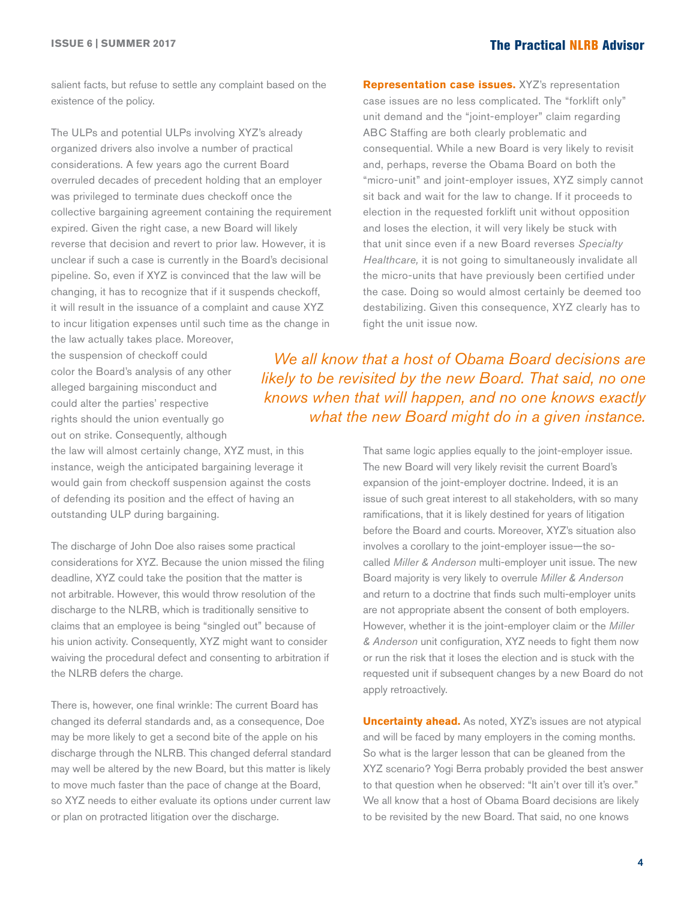salient facts, but refuse to settle any complaint based on the existence of the policy.

The ULPs and potential ULPs involving XYZ's already organized drivers also involve a number of practical considerations. A few years ago the current Board overruled decades of precedent holding that an employer was privileged to terminate dues checkoff once the collective bargaining agreement containing the requirement expired. Given the right case, a new Board will likely reverse that decision and revert to prior law. However, it is unclear if such a case is currently in the Board's decisional pipeline. So, even if XYZ is convinced that the law will be changing, it has to recognize that if it suspends checkoff, it will result in the issuance of a complaint and cause XYZ to incur litigation expenses until such time as the change in the law actually takes place. Moreover, the suspension of checkoff could color the Board's analysis of any other alleged bargaining misconduct and could alter the parties' respective rights should the union eventually go out on strike. Consequently, although the law will almost certainly change, XYZ must, in this instance, weigh the anticipated bargaining leverage it would gain from checkoff suspension against the costs of defending its position and the effect of having an outstanding ULP during bargaining.

The discharge of John Doe also raises some practical considerations for XYZ. Because the union missed the filing deadline, XYZ could take the position that the matter is not arbitrable. However, this would throw resolution of the discharge to the NLRB, which is traditionally sensitive to claims that an employee is being "singled out" because of his union activity. Consequently, XYZ might want to consider waiving the procedural defect and consenting to arbitration if the NLRB defers the charge.

There is, however, one final wrinkle: The current Board has changed its deferral standards and, as a consequence, Doe may be more likely to get a second bite of the apple on his discharge through the NLRB. This changed deferral standard may well be altered by the new Board, but this matter is likely to move much faster than the pace of change at the Board, so XYZ needs to either evaluate its options under current law or plan on protracted litigation over the discharge.

**Representation case issues.** XYZ's representation case issues are no less complicated. The "forklift only" unit demand and the "joint-employer" claim regarding ABC Staffing are both clearly problematic and consequential. While a new Board is very likely to revisit and, perhaps, reverse the Obama Board on both the "micro-unit" and joint-employer issues, XYZ simply cannot sit back and wait for the law to change. If it proceeds to election in the requested forklift unit without opposition and loses the election, it will very likely be stuck with that unit since even if a new Board reverses *Specialty Healthcare,* it is not going to simultaneously invalidate all the micro-units that have previously been certified under the case. Doing so would almost certainly be deemed too destabilizing. Given this consequence, XYZ clearly has to fight the unit issue now.

> *We all know that a host of Obama Board decisions are likely to be revisited by the new Board. That said, no one knows when that will happen, and no one knows exactly what the new Board might do in a given instance.*

That same logic applies equally to the joint-employer issue. The new Board will very likely revisit the current Board's expansion of the joint-employer doctrine. Indeed, it is an issue of such great interest to all stakeholders, with so many ramifications, that it is likely destined for years of litigation before the Board and courts. Moreover, XYZ's situation also involves a corollary to the joint-employer issue—the so-called *Miller & Anderson* multi-employer unit issue. The new Board majority is very likely to overrule *Miller & Anderson* and return to a doctrine that finds such multi-employer units are not appropriate absent the consent of both employers. However, whether it is the joint-employer claim or the *Miller & Anderson* unit configuration, XYZ needs to fight them now or run the risk that it loses the election and is stuck with the requested unit if subsequent changes by a new Board do not apply retroactively.

**Uncertainty ahead.** As noted, XYZ's issues are not atypical and will be faced by many employers in the coming months. So what is the larger lesson that can be gleaned from the XYZ scenario? Yogi Berra probably provided the best answer to that question when he observed: "It ain't over till it's over." We all know that a host of Obama Board decisions are likely to be revisited by the new Board. That said, no one knows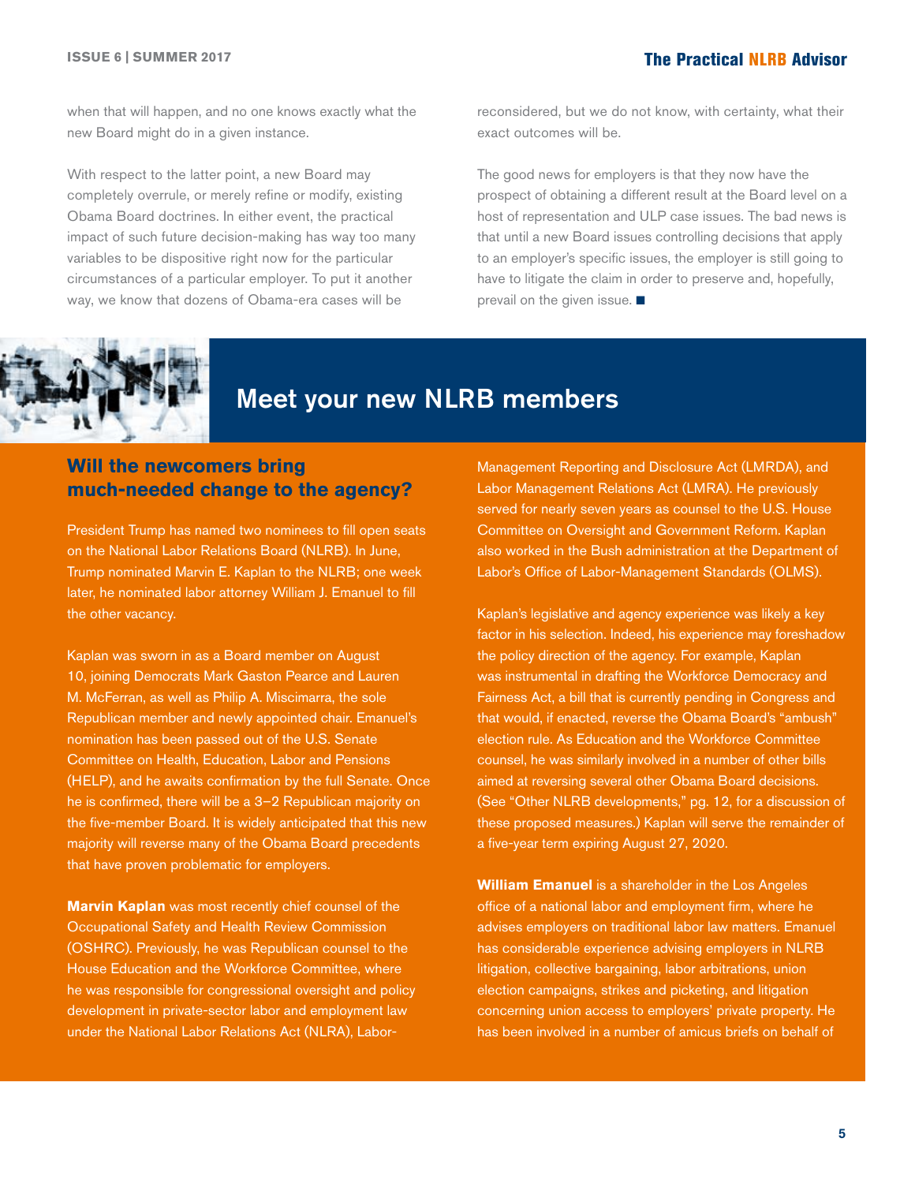when that will happen, and no one knows exactly what the new Board might do in a given instance.

With respect to the latter point, a new Board may completely overrule, or merely refine or modify, existing Obama Board doctrines. In either event, the practical impact of such future decision-making has way too many variables to be dispositive right now for the particular circumstances of a particular employer. To put it another way, we know that dozens of Obama-era cases will be reconsidered, but we do not know, with certainty, what their exact outcomes will be.

The good news for employers is that they now have the prospect of obtaining a different result at the Board level on a host of representation and ULP case issues. The bad news is that until a new Board issues controlling decisions that apply to an employer's specific issues, the employer is still going to have to litigate the claim in order to preserve and, hopefully, prevail on the given issue. ■

# Meet your new NLRB members

## Will the newcomers bring much-needed change to the agency?

President Trump has named two nominees to fill open seats on the National Labor Relations Board (NLRB). In June, Trump nominated Marvin E. Kaplan to the NLRB; one week later, he nominated labor attorney William J. Emanuel to fill the other vacancy.

Kaplan was sworn in as a Board member on August 10, joining Democrats Mark Gaston Pearce and Lauren M. McFerran, as well as Philip A. Miscimarra, the sole Republican member and newly appointed chair. Emanuel's nomination has been passed out of the U.S. Senate Committee on Health, Education, Labor and Pensions (HELP), and he awaits confirmation by the full Senate. Once he is confirmed, there will be a 3–2 Republican majority on the five-member Board. It is widely anticipated that this new majority will reverse many of the Obama Board precedents that have proven problematic for employers.

**Marvin Kaplan** was most recently chief counsel of the Occupational Safety and Health Review Commission (OSHRC). Previously, he was Republican counsel to the House Education and the Workforce Committee, where he was responsible for congressional oversight and policy development in private-sector labor and employment law under the National Labor Relations Act (NLRA), Labor-Management Reporting and Disclosure Act (LMRDA), and Labor Management Relations Act (LMRA). He previously served for nearly seven years as counsel to the U.S. House Committee on Oversight and Government Reform. Kaplan also worked in the Bush administration at the Department of Labor's Office of Labor-Management Standards (OLMS).

Kaplan's legislative and agency experience was likely a key factor in his selection. Indeed, his experience may foreshadow the policy direction of the agency. For example, Kaplan was instrumental in drafting the Workforce Democracy and Fairness Act, a bill that is currently pending in Congress and that would, if enacted, reverse the Obama Board's "ambush" election rule. As Education and the Workforce Committee counsel, he was similarly involved in a number of other bills aimed at reversing several other Obama Board decisions. (See "Other NLRB developments," pg. 12, for a discussion of these proposed measures.) Kaplan will serve the remainder of a five-year term expiring August 27, 2020.

**William Emanuel** is a shareholder in the Los Angeles office of a national labor and employment firm, where he advises employers on traditional labor law matters. Emanuel has considerable experience advising employers in NLRB litigation, collective bargaining, labor arbitrations, union election campaigns, strikes and picketing, and litigation concerning union access to employers' private property. He has been involved in a number of amicus briefs on behalf of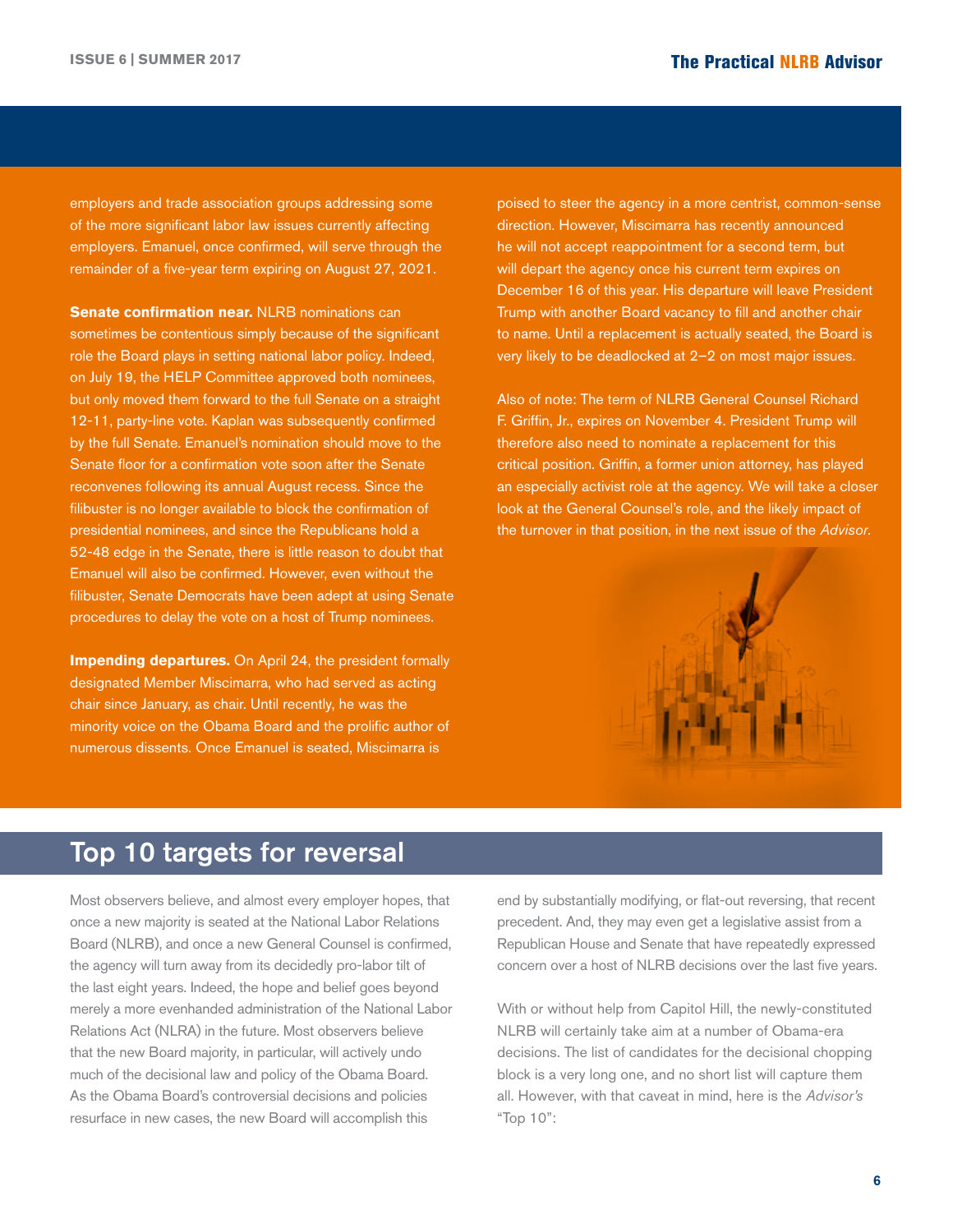employers and trade association groups addressing some of the more significant labor law issues currently affecting employers. Emanuel, once confirmed, will serve through the remainder of a five-year term expiring on August 27, 2021.

**Senate confirmation near.** NLRB nominations can sometimes be contentious simply because of the significant role the Board plays in setting national labor policy. Indeed, on July 19, the HELP Committee approved both nominees, but only moved them forward to the full Senate on a straight 12-11, party-line vote. Kaplan was subsequently confirmed by the full Senate. Emanuel's nomination should move to the Senate floor for a confirmation vote soon after the Senate reconvenes following its annual August recess. Since the filibuster is no longer available to block the confirmation of presidential nominees, and since the Republicans hold a 52-48 edge in the Senate, there is little reason to doubt that Emanuel will also be confirmed. However, even without the filibuster, Senate Democrats have been adept at using Senate procedures to delay the vote on a host of Trump nominees.

**Impending departures.** On April 24, the president formally designated Member Miscimarra, who had served as acting chair since January, as chair. Until recently, he was the minority voice on the Obama Board and the prolific author of numerous dissents. Once Emanuel is seated, Miscimarra is poised to steer the agency in a more centrist, common-sense direction. However, Miscimarra has recently announced he will not accept reappointment for a second term, but will depart the agency once his current term expires on December 16 of this year. His departure will leave President Trump with another Board vacancy to fill and another chair to name. Until a replacement is actually seated, the Board is very likely to be deadlocked at 2–2 on most major issues.

Also of note: The term of NLRB General Counsel Richard F. Griffin, Jr., expires on November 4. President Trump will therefore also need to nominate a replacement for this critical position. Griffin, a former union attorney, has played an especially activist role at the agency. We will take a closer look at the General Counsel's role, and the likely impact of the turnover in that position, in the next issue of the *Advisor*.

## Top 10 targets for reversal

Most observers believe, and almost every employer hopes, that once a new majority is seated at the National Labor Relations Board (NLRB), and once a new General Counsel is confirmed, the agency will turn away from its decidedly pro-labor tilt of the last eight years. Indeed, the hope and belief goes beyond merely a more evenhanded administration of the National Labor Relations Act (NLRA) in the future. Most observers believe that the new Board majority, in particular, will actively undo much of the decisional law and policy of the Obama Board. As the Obama Board's controversial decisions and policies resurface in new cases, the new Board will accomplish this end by substantially modifying, or flat-out reversing, that recent precedent. And, they may even get a legislative assist from a Republican House and Senate that have repeatedly expressed concern over a host of NLRB decisions over the last five years.

With or without help from Capitol Hill, the newly-constituted NLRB will certainly take aim at a number of Obama-era decisions. The list of candidates for the decisional chopping block is a very long one, and no short list will capture them all. However, with that caveat in mind, here is the *Advisor's* "Top 10":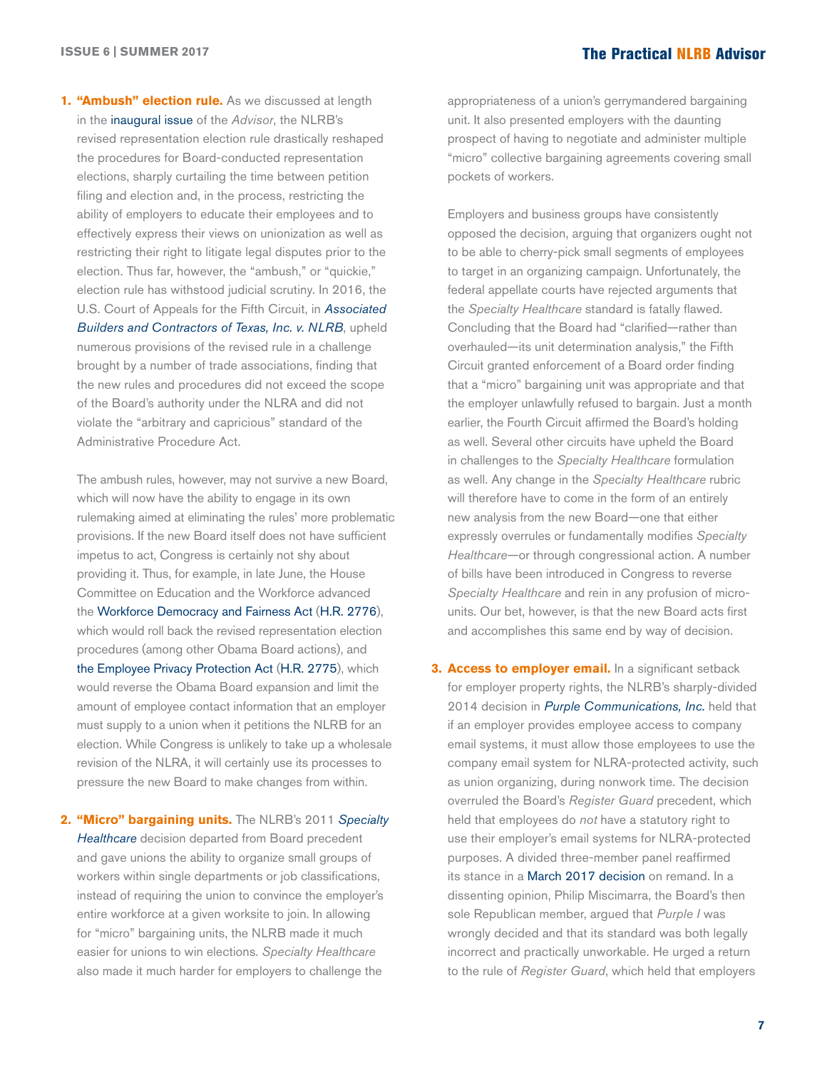1. **"Ambush" election rule.** As we discussed at length in the inaugural issue of the *Advisor*, the NLRB's revised representation election rule drastically reshaped the procedures for Board-conducted representation elections, sharply curtailing the time between petition filing and election and, in the process, restricting the ability of employers to educate their employees and to effectively express their views on unionization as well as restricting their right to litigate legal disputes prior to the election. Thus far, however, the "ambush," or "quickie," election rule has withstood judicial scrutiny. In 2016, the U.S. Court of Appeals for the Fifth Circuit, in *Associated Builders and Contractors of Texas, Inc. v. NLRB*, upheld numerous provisions of the revised rule in a challenge brought by a number of trade associations, finding that the new rules and procedures did not exceed the scope of the Board's authority under the NLRA and did not violate the "arbitrary and capricious" standard of the Administrative Procedure Act.

   The ambush rules, however, may not survive a new Board, which will now have the ability to engage in its own rulemaking aimed at eliminating the rules' more problematic provisions. If the new Board itself does not have sufficient impetus to act, Congress is certainly not shy about providing it. Thus, for example, in late June, the House Committee on Education and the Workforce advanced the Workforce Democracy and Fairness Act (H.R. 2776), which would roll back the revised representation election procedures (among other Obama Board actions), and the Employee Privacy Protection Act (H.R. 2775), which would reverse the Obama Board expansion and limit the amount of employee contact information that an employer must supply to a union when it petitions the NLRB for an election. While Congress is unlikely to take up a wholesale revision of the NLRA, it will certainly use its processes to pressure the new Board to make changes from within.

2. **"Micro" bargaining units.** The NLRB's 2011 *Specialty Healthcare* decision departed from Board precedent and gave unions the ability to organize small groups of workers within single departments or job classifications, instead of requiring the union to convince the employer's entire workforce at a given worksite to join. In allowing for "micro" bargaining units, the NLRB made it much easier for unions to win elections. *Specialty Healthcare* also made it much harder for employers to challenge the appropriateness of a union's gerrymandered bargaining unit. It also presented employers with the daunting prospect of having to negotiate and administer multiple "micro" collective bargaining agreements covering small pockets of workers.

   Employers and business groups have consistently opposed the decision, arguing that organizers ought not to be able to cherry-pick small segments of employees to target in an organizing campaign. Unfortunately, the federal appellate courts have rejected arguments that the *Specialty Healthcare* standard is fatally flawed. Concluding that the Board had "clarified—rather than overhauled—its unit determination analysis," the Fifth Circuit granted enforcement of a Board order finding that a "micro" bargaining unit was appropriate and that the employer unlawfully refused to bargain. Just a month earlier, the Fourth Circuit affirmed the Board's holding as well. Several other circuits have upheld the Board in challenges to the *Specialty Healthcare* formulation as well. Any change in the *Specialty Healthcare* rubric will therefore have to come in the form of an entirely new analysis from the new Board—one that either expressly overrules or fundamentally modifies *Specialty Healthcare*—or through congressional action. A number of bills have been introduced in Congress to reverse *Specialty Healthcare* and rein in any profusion of micro-units. Our bet, however, is that the new Board acts first and accomplishes this same end by way of decision.

3. **Access to employer email.** In a significant setback for employer property rights, the NLRB's sharply-divided 2014 decision in *Purple Communications, Inc.* held that if an employer provides employee access to company email systems, it must allow those employees to use the company email system for NLRA-protected activity, such as union organizing, during nonwork time. The decision overruled the Board's *Register Guard* precedent, which held that employees do *not* have a statutory right to use their employer's email systems for NLRA-protected purposes. A divided three-member panel reaffirmed its stance in a March 2017 decision on remand. In a dissenting opinion, Philip Miscimarra, the Board's then sole Republican member, argued that *Purple I* was wrongly decided and that its standard was both legally incorrect and practically unworkable. He urged a return to the rule of *Register Guard*, which held that employers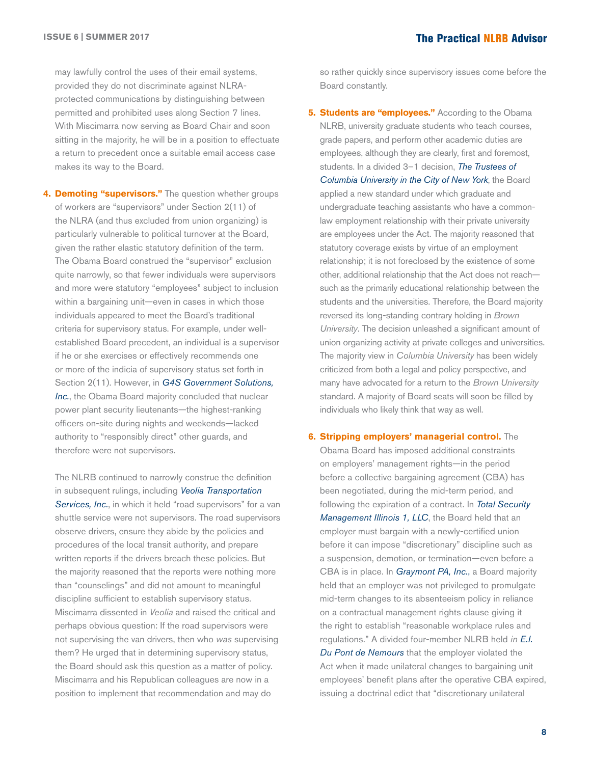may lawfully control the uses of their email systems, provided they do not discriminate against NLRA-protected communications by distinguishing between permitted and prohibited uses along Section 7 lines. With Miscimarra now serving as Board Chair and soon sitting in the majority, he will be in a position to effectuate a return to precedent once a suitable email access case makes its way to the Board.

4. **Demoting "supervisors."** The question whether groups of workers are "supervisors" under Section 2(11) of the NLRA (and thus excluded from union organizing) is particularly vulnerable to political turnover at the Board, given the rather elastic statutory definition of the term. The Obama Board construed the "supervisor" exclusion quite narrowly, so that fewer individuals were supervisors and more were statutory "employees" subject to inclusion within a bargaining unit—even in cases in which those individuals appeared to meet the Board's traditional criteria for supervisory status. For example, under well-established Board precedent, an individual is a supervisor if he or she exercises or effectively recommends one or more of the indicia of supervisory status set forth in Section 2(11). However, in *G4S Government Solutions, Inc.*, the Obama Board majority concluded that nuclear power plant security lieutenants—the highest-ranking officers on-site during nights and weekends—lacked authority to "responsibly direct" other guards, and therefore were not supervisors.

   The NLRB continued to narrowly construe the definition in subsequent rulings, including *Veolia Transportation Services, Inc.*, in which it held "road supervisors" for a van shuttle service were not supervisors. The road supervisors observe drivers, ensure they abide by the policies and procedures of the local transit authority, and prepare written reports if the drivers breach these policies. But the majority reasoned that the reports were nothing more than "counselings" and did not amount to meaningful discipline sufficient to establish supervisory status. Miscimarra dissented in *Veolia* and raised the critical and perhaps obvious question: If the road supervisors were not supervising the van drivers, then who *was* supervising them? He urged that in determining supervisory status, the Board should ask this question as a matter of policy. Miscimarra and his Republican colleagues are now in a position to implement that recommendation and may do so rather quickly since supervisory issues come before the Board constantly.

5. **Students are "employees."** According to the Obama NLRB, university graduate students who teach courses, grade papers, and perform other academic duties are employees, although they are clearly, first and foremost, students. In a divided 3–1 decision, *The Trustees of Columbia University in the City of New York*, the Board applied a new standard under which graduate and undergraduate teaching assistants who have a common-law employment relationship with their private university are employees under the Act. The majority reasoned that statutory coverage exists by virtue of an employment relationship; it is not foreclosed by the existence of some other, additional relationship that the Act does not reach—such as the primarily educational relationship between the students and the universities. Therefore, the Board majority reversed its long-standing contrary holding in *Brown University*. The decision unleashed a significant amount of union organizing activity at private colleges and universities. The majority view in *Columbia University* has been widely criticized from both a legal and policy perspective, and many have advocated for a return to the *Brown University* standard. A majority of Board seats will soon be filled by individuals who likely think that way as well.

6. **Stripping employers' managerial control.** The Obama Board has imposed additional constraints on employers' management rights—in the period before a collective bargaining agreement (CBA) has been negotiated, during the mid-term period, and following the expiration of a contract. In *Total Security Management Illinois 1, LLC*, the Board held that an employer must bargain with a newly-certified union before it can impose "discretionary" discipline such as a suspension, demotion, or termination—even before a CBA is in place. In *Graymont PA, Inc.*, a Board majority held that an employer was not privileged to promulgate mid-term changes to its absenteeism policy in reliance on a contractual management rights clause giving it the right to establish "reasonable workplace rules and regulations." A divided four-member NLRB held *in E.I. Du Pont de Nemours* that the employer violated the Act when it made unilateral changes to bargaining unit employees' benefit plans after the operative CBA expired, issuing a doctrinal edict that "discretionary unilateral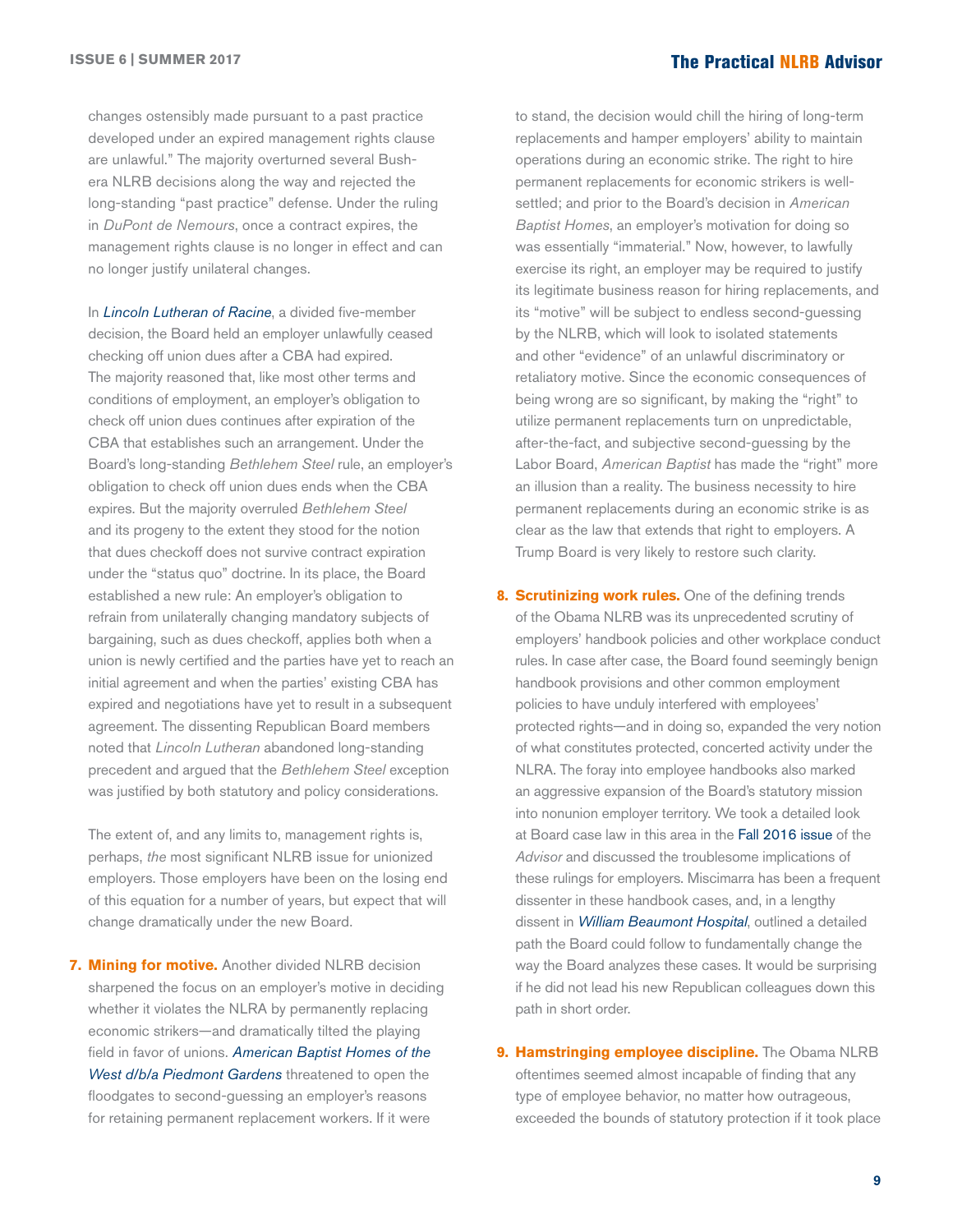changes ostensibly made pursuant to a past practice developed under an expired management rights clause are unlawful." The majority overturned several Bush-era NLRB decisions along the way and rejected the long-standing "past practice" defense. Under the ruling in *DuPont de Nemours*, once a contract expires, the management rights clause is no longer in effect and can no longer justify unilateral changes.

In *Lincoln Lutheran of Racine*, a divided five-member decision, the Board held an employer unlawfully ceased checking off union dues after a CBA had expired. The majority reasoned that, like most other terms and conditions of employment, an employer's obligation to check off union dues continues after expiration of the CBA that establishes such an arrangement. Under the Board's long-standing *Bethlehem Steel* rule, an employer's obligation to check off union dues ends when the CBA expires. But the majority overruled *Bethlehem Steel* and its progeny to the extent they stood for the notion that dues checkoff does not survive contract expiration under the "status quo" doctrine. In its place, the Board established a new rule: An employer's obligation to refrain from unilaterally changing mandatory subjects of bargaining, such as dues checkoff, applies both when a union is newly certified and the parties have yet to reach an initial agreement and when the parties' existing CBA has expired and negotiations have yet to result in a subsequent agreement. The dissenting Republican Board members noted that *Lincoln Lutheran* abandoned long-standing precedent and argued that the *Bethlehem Steel* exception was justified by both statutory and policy considerations.

The extent of, and any limits to, management rights is, perhaps, *the* most significant NLRB issue for unionized employers. Those employers have been on the losing end of this equation for a number of years, but expect that will change dramatically under the new Board.

7. **Mining for motive.** Another divided NLRB decision sharpened the focus on an employer's motive in deciding whether it violates the NLRA by permanently replacing economic strikers—and dramatically tilted the playing field in favor of unions. *American Baptist Homes of the West d/b/a Piedmont Gardens* threatened to open the floodgates to second-guessing an employer's reasons for retaining permanent replacement workers. If it were to stand, the decision would chill the hiring of long-term replacements and hamper employers' ability to maintain operations during an economic strike. The right to hire permanent replacements for economic strikers is well-settled; and prior to the Board's decision in *American Baptist Homes*, an employer's motivation for doing so was essentially "immaterial." Now, however, to lawfully exercise its right, an employer may be required to justify its legitimate business reason for hiring replacements, and its "motive" will be subject to endless second-guessing by the NLRB, which will look to isolated statements and other "evidence" of an unlawful discriminatory or retaliatory motive. Since the economic consequences of being wrong are so significant, by making the "right" to utilize permanent replacements turn on unpredictable, after-the-fact, and subjective second-guessing by the Labor Board, *American Baptist* has made the "right" more an illusion than a reality. The business necessity to hire permanent replacements during an economic strike is as clear as the law that extends that right to employers. A Trump Board is very likely to restore such clarity.

8. **Scrutinizing work rules.** One of the defining trends of the Obama NLRB was its unprecedented scrutiny of employers' handbook policies and other workplace conduct rules. In case after case, the Board found seemingly benign handbook provisions and other common employment policies to have unduly interfered with employees' protected rights—and in doing so, expanded the very notion of what constitutes protected, concerted activity under the NLRA. The foray into employee handbooks also marked an aggressive expansion of the Board's statutory mission into nonunion employer territory. We took a detailed look at Board case law in this area in the Fall 2016 issue of the *Advisor* and discussed the troublesome implications of these rulings for employers. Miscimarra has been a frequent dissenter in these handbook cases, and, in a lengthy dissent in *William Beaumont Hospital*, outlined a detailed path the Board could follow to fundamentally change the way the Board analyzes these cases. It would be surprising if he did not lead his new Republican colleagues down this path in short order.

9. **Hamstringing employee discipline.** The Obama NLRB oftentimes seemed almost incapable of finding that any type of employee behavior, no matter how outrageous, exceeded the bounds of statutory protection if it took place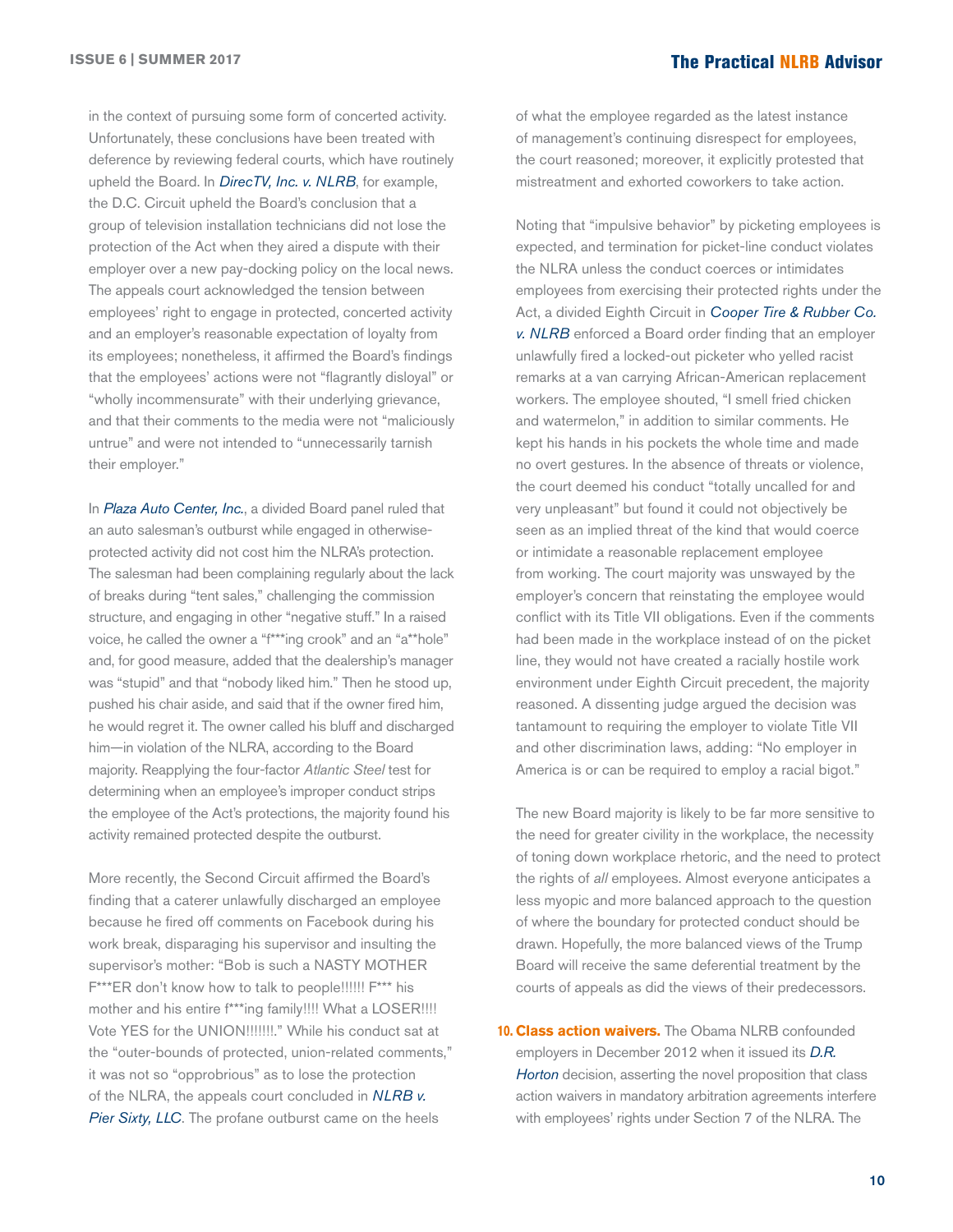in the context of pursuing some form of concerted activity. Unfortunately, these conclusions have been treated with deference by reviewing federal courts, which have routinely upheld the Board. In *DirecTV, Inc. v. NLRB*, for example, the D.C. Circuit upheld the Board's conclusion that a group of television installation technicians did not lose the protection of the Act when they aired a dispute with their employer over a new pay-docking policy on the local news. The appeals court acknowledged the tension between employees' right to engage in protected, concerted activity and an employer's reasonable expectation of loyalty from its employees; nonetheless, it affirmed the Board's findings that the employees' actions were not "flagrantly disloyal" or "wholly incommensurate" with their underlying grievance, and that their comments to the media were not "maliciously untrue" and were not intended to "unnecessarily tarnish their employer."

In *Plaza Auto Center, Inc.*, a divided Board panel ruled that an auto salesman's outburst while engaged in otherwise-protected activity did not cost him the NLRA's protection. The salesman had been complaining regularly about the lack of breaks during "tent sales," challenging the commission structure, and engaging in other "negative stuff." In a raised voice, he called the owner a "f***ing crook" and an "a**hole" and, for good measure, added that the dealership's manager was "stupid" and that "nobody liked him." Then he stood up, pushed his chair aside, and said that if the owner fired him, he would regret it. The owner called his bluff and discharged him—in violation of the NLRA, according to the Board majority. Reapplying the four-factor *Atlantic Steel* test for determining when an employee's improper conduct strips the employee of the Act's protections, the majority found his activity remained protected despite the outburst.

More recently, the Second Circuit affirmed the Board's finding that a caterer unlawfully discharged an employee because he fired off comments on Facebook during his work break, disparaging his supervisor and insulting the supervisor's mother: "Bob is such a NASTY MOTHER F***ER don't know how to talk to people!!!!!! F*** his mother and his entire f***ing family!!!! What a LOSER!!!! Vote YES for the UNION!!!!!!!." While his conduct sat at the "outer-bounds of protected, union-related comments," it was not so "opprobrious" as to lose the protection of the NLRA, the appeals court concluded in *NLRB v. Pier Sixty, LLC*. The profane outburst came on the heels of what the employee regarded as the latest instance of management's continuing disrespect for employees, the court reasoned; moreover, it explicitly protested that mistreatment and exhorted coworkers to take action.

Noting that "impulsive behavior" by picketing employees is expected, and termination for picket-line conduct violates the NLRA unless the conduct coerces or intimidates employees from exercising their protected rights under the Act, a divided Eighth Circuit in *Cooper Tire & Rubber Co. v. NLRB* enforced a Board order finding that an employer unlawfully fired a locked-out picketer who yelled racist remarks at a van carrying African-American replacement workers. The employee shouted, "I smell fried chicken and watermelon," in addition to similar comments. He kept his hands in his pockets the whole time and made no overt gestures. In the absence of threats or violence, the court deemed his conduct "totally uncalled for and very unpleasant" but found it could not objectively be seen as an implied threat of the kind that would coerce or intimidate a reasonable replacement employee from working. The court majority was unswayed by the employer's concern that reinstating the employee would conflict with its Title VII obligations. Even if the comments had been made in the workplace instead of on the picket line, they would not have created a racially hostile work environment under Eighth Circuit precedent, the majority reasoned. A dissenting judge argued the decision was tantamount to requiring the employer to violate Title VII and other discrimination laws, adding: "No employer in America is or can be required to employ a racial bigot."

The new Board majority is likely to be far more sensitive to the need for greater civility in the workplace, the necessity of toning down workplace rhetoric, and the need to protect the rights of *all* employees. Almost everyone anticipates a less myopic and more balanced approach to the question of where the boundary for protected conduct should be drawn. Hopefully, the more balanced views of the Trump Board will receive the same deferential treatment by the courts of appeals as did the views of their predecessors.

10. **Class action waivers.** The Obama NLRB confounded employers in December 2012 when it issued its *D.R. Horton* decision, asserting the novel proposition that class action waivers in mandatory arbitration agreements interfere with employees' rights under Section 7 of the NLRA. The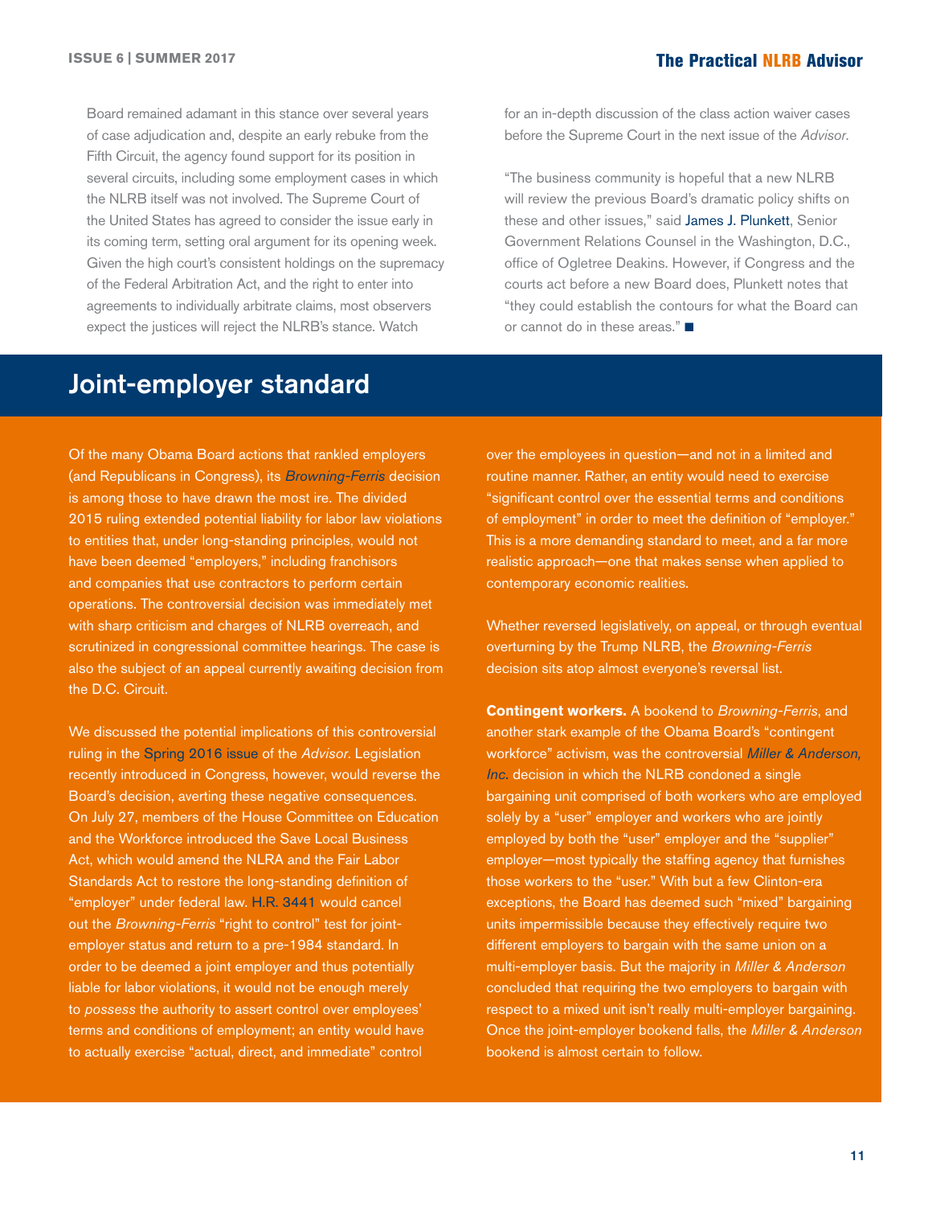Board remained adamant in this stance over several years of case adjudication and, despite an early rebuke from the Fifth Circuit, the agency found support for its position in several circuits, including some employment cases in which the NLRB itself was not involved. The Supreme Court of the United States has agreed to consider the issue early in its coming term, setting oral argument for its opening week. Given the high court's consistent holdings on the supremacy of the Federal Arbitration Act, and the right to enter into agreements to individually arbitrate claims, most observers expect the justices will reject the NLRB's stance. Watch for an in-depth discussion of the class action waiver cases before the Supreme Court in the next issue of the *Advisor*.

"The business community is hopeful that a new NLRB will review the previous Board's dramatic policy shifts on these and other issues," said James J. Plunkett, Senior Government Relations Counsel in the Washington, D.C., office of Ogletree Deakins. However, if Congress and the courts act before a new Board does, Plunkett notes that "they could establish the contours for what the Board can or cannot do in these areas." ■

## Joint-employer standard

Of the many Obama Board actions that rankled employers (and Republicans in Congress), its *Browning-Ferris* decision is among those to have drawn the most ire. The divided 2015 ruling extended potential liability for labor law violations to entities that, under long-standing principles, would not have been deemed "employers," including franchisors and companies that use contractors to perform certain operations. The controversial decision was immediately met with sharp criticism and charges of NLRB overreach, and scrutinized in congressional committee hearings. The case is also the subject of an appeal currently awaiting decision from the D.C. Circuit.

We discussed the potential implications of this controversial ruling in the Spring 2016 issue of the *Advisor*. Legislation recently introduced in Congress, however, would reverse the Board's decision, averting these negative consequences. On July 27, members of the House Committee on Education and the Workforce introduced the Save Local Business Act, which would amend the NLRA and the Fair Labor Standards Act to restore the long-standing definition of "employer" under federal law. H.R. 3441 would cancel out the *Browning-Ferris* "right to control" test for joint-employer status and return to a pre-1984 standard. In order to be deemed a joint employer and thus potentially liable for labor violations, it would not be enough merely to *possess* the authority to assert control over employees' terms and conditions of employment; an entity would have to actually exercise "actual, direct, and immediate" control over the employees in question—and not in a limited and routine manner. Rather, an entity would need to exercise "significant control over the essential terms and conditions of employment" in order to meet the definition of "employer." This is a more demanding standard to meet, and a far more realistic approach—one that makes sense when applied to contemporary economic realities.

Whether reversed legislatively, on appeal, or through eventual overturning by the Trump NLRB, the *Browning-Ferris* decision sits atop almost everyone's reversal list.

**Contingent workers.** A bookend to *Browning-Ferris*, and another stark example of the Obama Board's "contingent workforce" activism, was the controversial *Miller & Anderson, Inc.* decision in which the NLRB condoned a single bargaining unit comprised of both workers who are employed solely by a "user" employer and workers who are jointly employed by both the "user" employer and the "supplier" employer—most typically the staffing agency that furnishes those workers to the "user." With but a few Clinton-era exceptions, the Board has deemed such "mixed" bargaining units impermissible because they effectively require two different employers to bargain with the same union on a multi-employer basis. But the majority in *Miller & Anderson* concluded that requiring the two employers to bargain with respect to a mixed unit isn't really multi-employer bargaining. Once the joint-employer bookend falls, the *Miller & Anderson* bookend is almost certain to follow.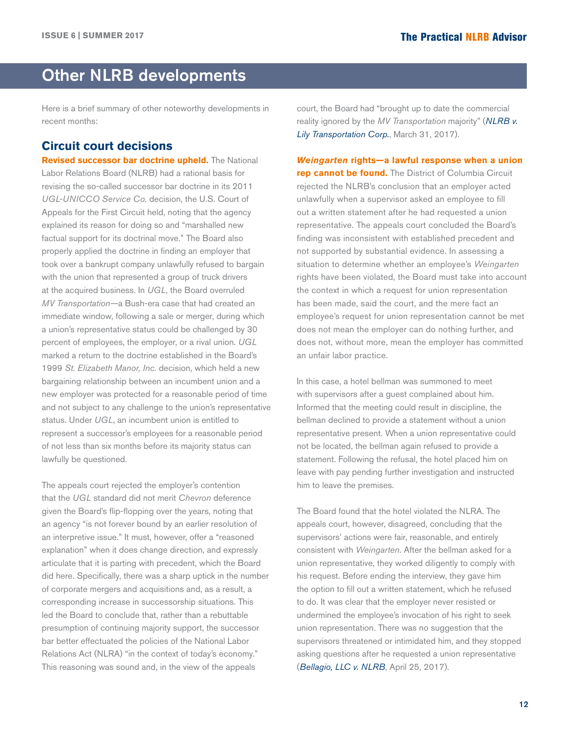# Other NLRB developments

Here is a brief summary of other noteworthy developments in recent months:

## Circuit court decisions

**Revised successor bar doctrine upheld.** The National Labor Relations Board (NLRB) had a rational basis for revising the so-called successor bar doctrine in its 2011 *UGL-UNICCO Service Co.* decision, the U.S. Court of Appeals for the First Circuit held, noting that the agency explained its reason for doing so and "marshalled new factual support for its doctrinal move." The Board also properly applied the doctrine in finding an employer that took over a bankrupt company unlawfully refused to bargain with the union that represented a group of truck drivers at the acquired business. In *UGL*, the Board overruled *MV Transportation*—a Bush-era case that had created an immediate window, following a sale or merger, during which a union's representative status could be challenged by 30 percent of employees, the employer, or a rival union. *UGL* marked a return to the doctrine established in the Board's 1999 *St. Elizabeth Manor, Inc.* decision, which held a new bargaining relationship between an incumbent union and a new employer was protected for a reasonable period of time and not subject to any challenge to the union's representative status. Under *UGL*, an incumbent union is entitled to represent a successor's employees for a reasonable period of not less than six months before its majority status can lawfully be questioned.

The appeals court rejected the employer's contention that the *UGL* standard did not merit *Chevron* deference given the Board's flip-flopping over the years, noting that an agency "is not forever bound by an earlier resolution of an interpretive issue." It must, however, offer a "reasoned explanation" when it does change direction, and expressly articulate that it is parting with precedent, which the Board did here. Specifically, there was a sharp uptick in the number of corporate mergers and acquisitions and, as a result, a corresponding increase in successorship situations. This led the Board to conclude that, rather than a rebuttable presumption of continuing majority support, the successor bar better effectuated the policies of the National Labor Relations Act (NLRA) "in the context of today's economy." This reasoning was sound and, in the view of the appeals court, the Board had "brought up to date the commercial reality ignored by the *MV Transportation* majority" (*NLRB v. Lily Transportation Corp.*, March 31, 2017).

***Weingarten* rights—a lawful response when a union rep cannot be found.** The District of Columbia Circuit rejected the NLRB's conclusion that an employer acted unlawfully when a supervisor asked an employee to fill out a written statement after he had requested a union representative. The appeals court concluded the Board's finding was inconsistent with established precedent and not supported by substantial evidence. In assessing a situation to determine whether an employee's *Weingarten* rights have been violated, the Board must take into account the context in which a request for union representation has been made, said the court, and the mere fact an employee's request for union representation cannot be met does not mean the employer can do nothing further, and does not, without more, mean the employer has committed an unfair labor practice.

In this case, a hotel bellman was summoned to meet with supervisors after a guest complained about him. Informed that the meeting could result in discipline, the bellman declined to provide a statement without a union representative present. When a union representative could not be located, the bellman again refused to provide a statement. Following the refusal, the hotel placed him on leave with pay pending further investigation and instructed him to leave the premises.

The Board found that the hotel violated the NLRA. The appeals court, however, disagreed, concluding that the supervisors' actions were fair, reasonable, and entirely consistent with *Weingarten*. After the bellman asked for a union representative, they worked diligently to comply with his request. Before ending the interview, they gave him the option to fill out a written statement, which he refused to do. It was clear that the employer never resisted or undermined the employee's invocation of his right to seek union representation. There was no suggestion that the supervisors threatened or intimidated him, and they stopped asking questions after he requested a union representative (*Bellagio, LLC v. NLRB*, April 25, 2017).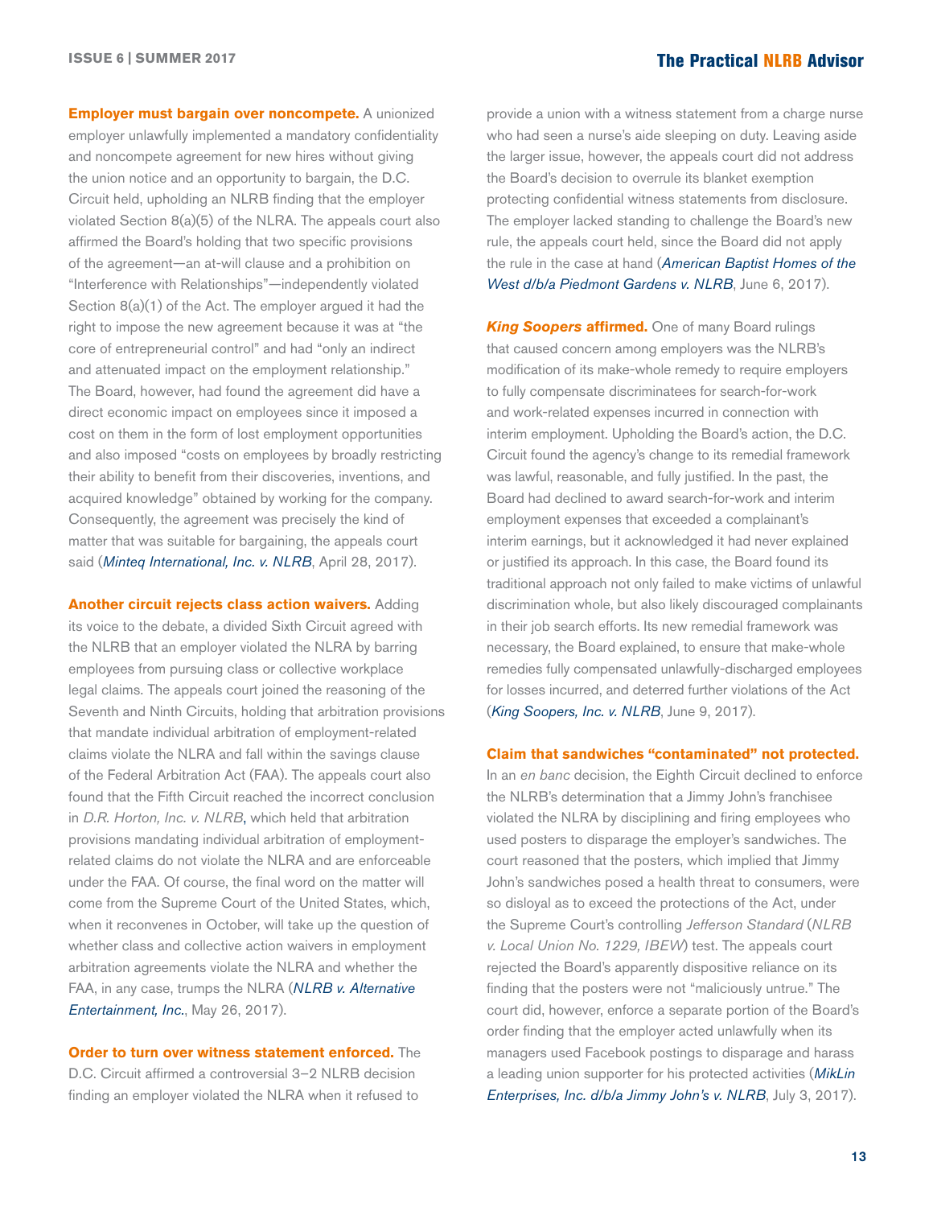**Employer must bargain over noncompete.** A unionized employer unlawfully implemented a mandatory confidentiality and noncompete agreement for new hires without giving the union notice and an opportunity to bargain, the D.C. Circuit held, upholding an NLRB finding that the employer violated Section 8(a)(5) of the NLRA. The appeals court also affirmed the Board's holding that two specific provisions of the agreement—an at-will clause and a prohibition on "Interference with Relationships"—independently violated Section 8(a)(1) of the Act. The employer argued it had the right to impose the new agreement because it was at "the core of entrepreneurial control" and had "only an indirect and attenuated impact on the employment relationship." The Board, however, had found the agreement did have a direct economic impact on employees since it imposed a cost on them in the form of lost employment opportunities and also imposed "costs on employees by broadly restricting their ability to benefit from their discoveries, inventions, and acquired knowledge" obtained by working for the company. Consequently, the agreement was precisely the kind of matter that was suitable for bargaining, the appeals court said (*Minteq International, Inc. v. NLRB*, April 28, 2017).

**Another circuit rejects class action waivers.** Adding its voice to the debate, a divided Sixth Circuit agreed with the NLRB that an employer violated the NLRA by barring employees from pursuing class or collective workplace legal claims. The appeals court joined the reasoning of the Seventh and Ninth Circuits, holding that arbitration provisions that mandate individual arbitration of employment-related claims violate the NLRA and fall within the savings clause of the Federal Arbitration Act (FAA). The appeals court also found that the Fifth Circuit reached the incorrect conclusion in *D.R. Horton, Inc. v. NLRB*, which held that arbitration provisions mandating individual arbitration of employment-related claims do not violate the NLRA and are enforceable under the FAA. Of course, the final word on the matter will come from the Supreme Court of the United States, which, when it reconvenes in October, will take up the question of whether class and collective action waivers in employment arbitration agreements violate the NLRA and whether the FAA, in any case, trumps the NLRA (*NLRB v. Alternative Entertainment, Inc.*, May 26, 2017).

**Order to turn over witness statement enforced.** The D.C. Circuit affirmed a controversial 3–2 NLRB decision finding an employer violated the NLRA when it refused to provide a union with a witness statement from a charge nurse who had seen a nurse's aide sleeping on duty. Leaving aside the larger issue, however, the appeals court did not address the Board's decision to overrule its blanket exemption protecting confidential witness statements from disclosure. The employer lacked standing to challenge the Board's new rule, the appeals court held, since the Board did not apply the rule in the case at hand (*American Baptist Homes of the West d/b/a Piedmont Gardens v. NLRB*, June 6, 2017).

***King Soopers* affirmed.** One of many Board rulings that caused concern among employers was the NLRB's modification of its make-whole remedy to require employers to fully compensate discriminatees for search-for-work and work-related expenses incurred in connection with interim employment. Upholding the Board's action, the D.C. Circuit found the agency's change to its remedial framework was lawful, reasonable, and fully justified. In the past, the Board had declined to award search-for-work and interim employment expenses that exceeded a complainant's interim earnings, but it acknowledged it had never explained or justified its approach. In this case, the Board found its traditional approach not only failed to make victims of unlawful discrimination whole, but also likely discouraged complainants in their job search efforts. Its new remedial framework was necessary, the Board explained, to ensure that make-whole remedies fully compensated unlawfully-discharged employees for losses incurred, and deterred further violations of the Act (*King Soopers, Inc. v. NLRB*, June 9, 2017).

**Claim that sandwiches "contaminated" not protected.** In an *en banc* decision, the Eighth Circuit declined to enforce the NLRB's determination that a Jimmy John's franchisee violated the NLRA by disciplining and firing employees who used posters to disparage the employer's sandwiches. The court reasoned that the posters, which implied that Jimmy John's sandwiches posed a health threat to consumers, were so disloyal as to exceed the protections of the Act, under the Supreme Court's controlling *Jefferson Standard* (*NLRB v. Local Union No. 1229, IBEW*) test. The appeals court rejected the Board's apparently dispositive reliance on its finding that the posters were not "maliciously untrue." The court did, however, enforce a separate portion of the Board's order finding that the employer acted unlawfully when its managers used Facebook postings to disparage and harass a leading union supporter for his protected activities (*MikLin Enterprises, Inc. d/b/a Jimmy John's v. NLRB*, July 3, 2017).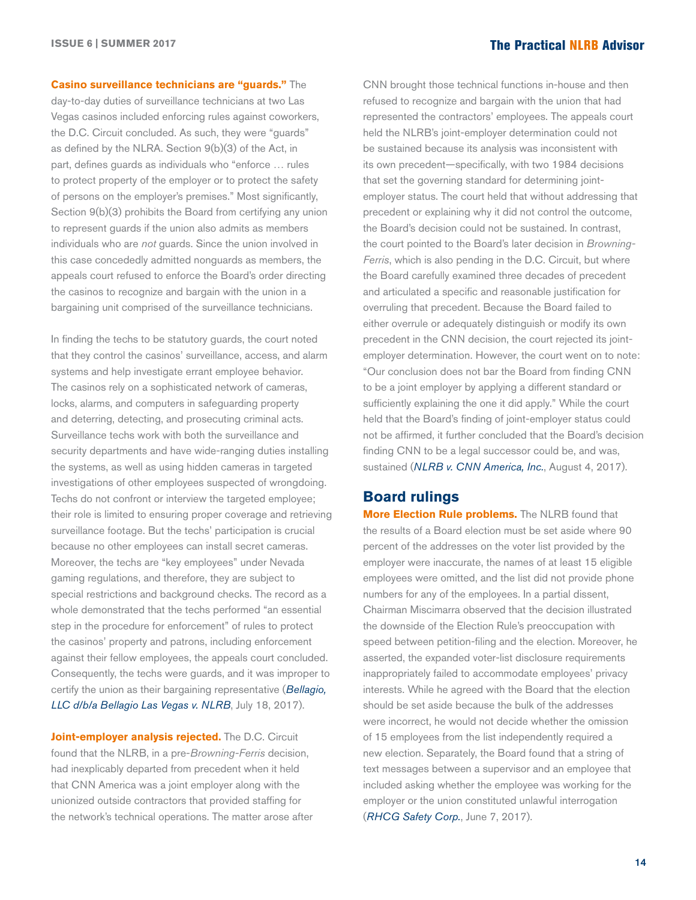**Casino surveillance technicians are "guards."** The day-to-day duties of surveillance technicians at two Las Vegas casinos included enforcing rules against coworkers, the D.C. Circuit concluded. As such, they were "guards" as defined by the NLRA. Section 9(b)(3) of the Act, in part, defines guards as individuals who "enforce … rules to protect property of the employer or to protect the safety of persons on the employer's premises." Most significantly, Section 9(b)(3) prohibits the Board from certifying any union to represent guards if the union also admits as members individuals who are *not* guards. Since the union involved in this case concededly admitted nonguards as members, the appeals court refused to enforce the Board's order directing the casinos to recognize and bargain with the union in a bargaining unit comprised of the surveillance technicians.

In finding the techs to be statutory guards, the court noted that they control the casinos' surveillance, access, and alarm systems and help investigate errant employee behavior. The casinos rely on a sophisticated network of cameras, locks, alarms, and computers in safeguarding property and deterring, detecting, and prosecuting criminal acts. Surveillance techs work with both the surveillance and security departments and have wide-ranging duties installing the systems, as well as using hidden cameras in targeted investigations of other employees suspected of wrongdoing. Techs do not confront or interview the targeted employee; their role is limited to ensuring proper coverage and retrieving surveillance footage. But the techs' participation is crucial because no other employees can install secret cameras. Moreover, the techs are "key employees" under Nevada gaming regulations, and therefore, they are subject to special restrictions and background checks. The record as a whole demonstrated that the techs performed "an essential step in the procedure for enforcement" of rules to protect the casinos' property and patrons, including enforcement against their fellow employees, the appeals court concluded. Consequently, the techs were guards, and it was improper to certify the union as their bargaining representative (*Bellagio, LLC d/b/a Bellagio Las Vegas v. NLRB*, July 18, 2017).

**Joint-employer analysis rejected.** The D.C. Circuit found that the NLRB, in a pre-*Browning-Ferris* decision, had inexplicably departed from precedent when it held that CNN America was a joint employer along with the unionized outside contractors that provided staffing for the network's technical operations. The matter arose after CNN brought those technical functions in-house and then refused to recognize and bargain with the union that had represented the contractors' employees. The appeals court held the NLRB's joint-employer determination could not be sustained because its analysis was inconsistent with its own precedent—specifically, with two 1984 decisions that set the governing standard for determining joint-employer status. The court held that without addressing that precedent or explaining why it did not control the outcome, the Board's decision could not be sustained. In contrast, the court pointed to the Board's later decision in *Browning-Ferris*, which is also pending in the D.C. Circuit, but where the Board carefully examined three decades of precedent and articulated a specific and reasonable justification for overruling that precedent. Because the Board failed to either overrule or adequately distinguish or modify its own precedent in the CNN decision, the court rejected its joint-employer determination. However, the court went on to note: "Our conclusion does not bar the Board from finding CNN to be a joint employer by applying a different standard or sufficiently explaining the one it did apply." While the court held that the Board's finding of joint-employer status could not be affirmed, it further concluded that the Board's decision finding CNN to be a legal successor could be, and was, sustained (*NLRB v. CNN America, Inc.*, August 4, 2017).

## Board rulings

**More Election Rule problems.** The NLRB found that the results of a Board election must be set aside where 90 percent of the addresses on the voter list provided by the employer were inaccurate, the names of at least 15 eligible employees were omitted, and the list did not provide phone numbers for any of the employees. In a partial dissent, Chairman Miscimarra observed that the decision illustrated the downside of the Election Rule's preoccupation with speed between petition-filing and the election. Moreover, he asserted, the expanded voter-list disclosure requirements inappropriately failed to accommodate employees' privacy interests. While he agreed with the Board that the election should be set aside because the bulk of the addresses were incorrect, he would not decide whether the omission of 15 employees from the list independently required a new election. Separately, the Board found that a string of text messages between a supervisor and an employee that included asking whether the employee was working for the employer or the union constituted unlawful interrogation (*RHCG Safety Corp.*, June 7, 2017).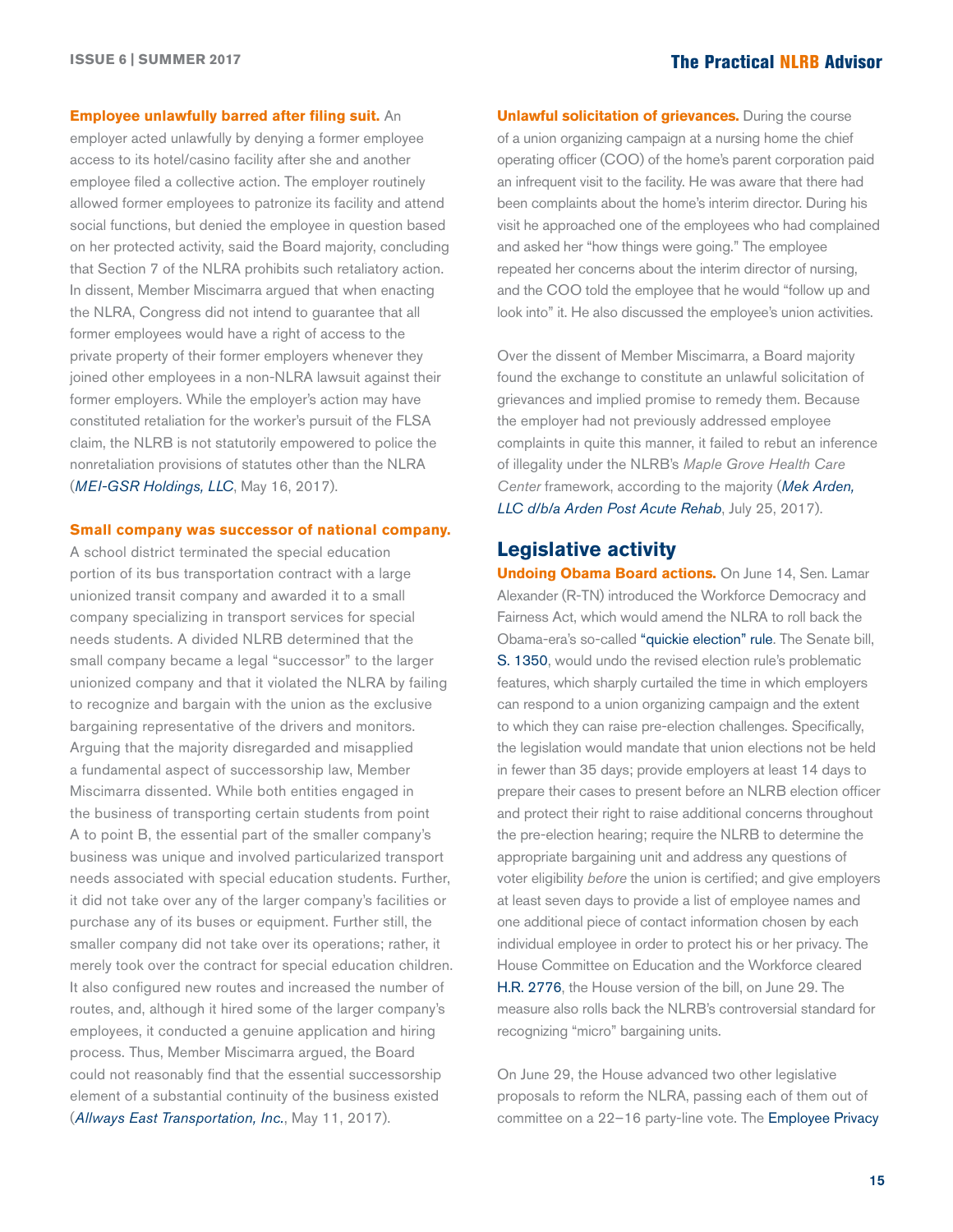**Employee unlawfully barred after filing suit.** An employer acted unlawfully by denying a former employee access to its hotel/casino facility after she and another employee filed a collective action. The employer routinely allowed former employees to patronize its facility and attend social functions, but denied the employee in question based on her protected activity, said the Board majority, concluding that Section 7 of the NLRA prohibits such retaliatory action. In dissent, Member Miscimarra argued that when enacting the NLRA, Congress did not intend to guarantee that all former employees would have a right of access to the private property of their former employers whenever they joined other employees in a non-NLRA lawsuit against their former employers. While the employer's action may have constituted retaliation for the worker's pursuit of the FLSA claim, the NLRB is not statutorily empowered to police the nonretaliation provisions of statutes other than the NLRA (*MEI-GSR Holdings, LLC*, May 16, 2017).

**Small company was successor of national company.** A school district terminated the special education portion of its bus transportation contract with a large unionized transit company and awarded it to a small company specializing in transport services for special needs students. A divided NLRB determined that the small company became a legal "successor" to the larger unionized company and that it violated the NLRA by failing to recognize and bargain with the union as the exclusive bargaining representative of the drivers and monitors. Arguing that the majority disregarded and misapplied a fundamental aspect of successorship law, Member Miscimarra dissented. While both entities engaged in the business of transporting certain students from point A to point B, the essential part of the smaller company's business was unique and involved particularized transport needs associated with special education students. Further, it did not take over any of the larger company's facilities or purchase any of its buses or equipment. Further still, the smaller company did not take over its operations; rather, it merely took over the contract for special education children. It also configured new routes and increased the number of routes, and, although it hired some of the larger company's employees, it conducted a genuine application and hiring process. Thus, Member Miscimarra argued, the Board could not reasonably find that the essential successorship element of a substantial continuity of the business existed (*Allways East Transportation, Inc.*, May 11, 2017).

**Unlawful solicitation of grievances.** During the course of a union organizing campaign at a nursing home the chief operating officer (COO) of the home's parent corporation paid an infrequent visit to the facility. He was aware that there had been complaints about the home's interim director. During his visit he approached one of the employees who had complained and asked her "how things were going." The employee repeated her concerns about the interim director of nursing, and the COO told the employee that he would "follow up and look into" it. He also discussed the employee's union activities.

Over the dissent of Member Miscimarra, a Board majority found the exchange to constitute an unlawful solicitation of grievances and implied promise to remedy them. Because the employer had not previously addressed employee complaints in quite this manner, it failed to rebut an inference of illegality under the NLRB's *Maple Grove Health Care Center* framework, according to the majority (*Mek Arden, LLC d/b/a Arden Post Acute Rehab*, July 25, 2017).

## Legislative activity

**Undoing Obama Board actions.** On June 14, Sen. Lamar Alexander (R-TN) introduced the Workforce Democracy and Fairness Act, which would amend the NLRA to roll back the Obama-era's so-called "quickie election" rule. The Senate bill, S. 1350, would undo the revised election rule's problematic features, which sharply curtailed the time in which employers can respond to a union organizing campaign and the extent to which they can raise pre-election challenges. Specifically, the legislation would mandate that union elections not be held in fewer than 35 days; provide employers at least 14 days to prepare their cases to present before an NLRB election officer and protect their right to raise additional concerns throughout the pre-election hearing; require the NLRB to determine the appropriate bargaining unit and address any questions of voter eligibility *before* the union is certified; and give employers at least seven days to provide a list of employee names and one additional piece of contact information chosen by each individual employee in order to protect his or her privacy. The House Committee on Education and the Workforce cleared H.R. 2776, the House version of the bill, on June 29. The measure also rolls back the NLRB's controversial standard for recognizing "micro" bargaining units.

On June 29, the House advanced two other legislative proposals to reform the NLRA, passing each of them out of committee on a 22–16 party-line vote. The Employee Privacy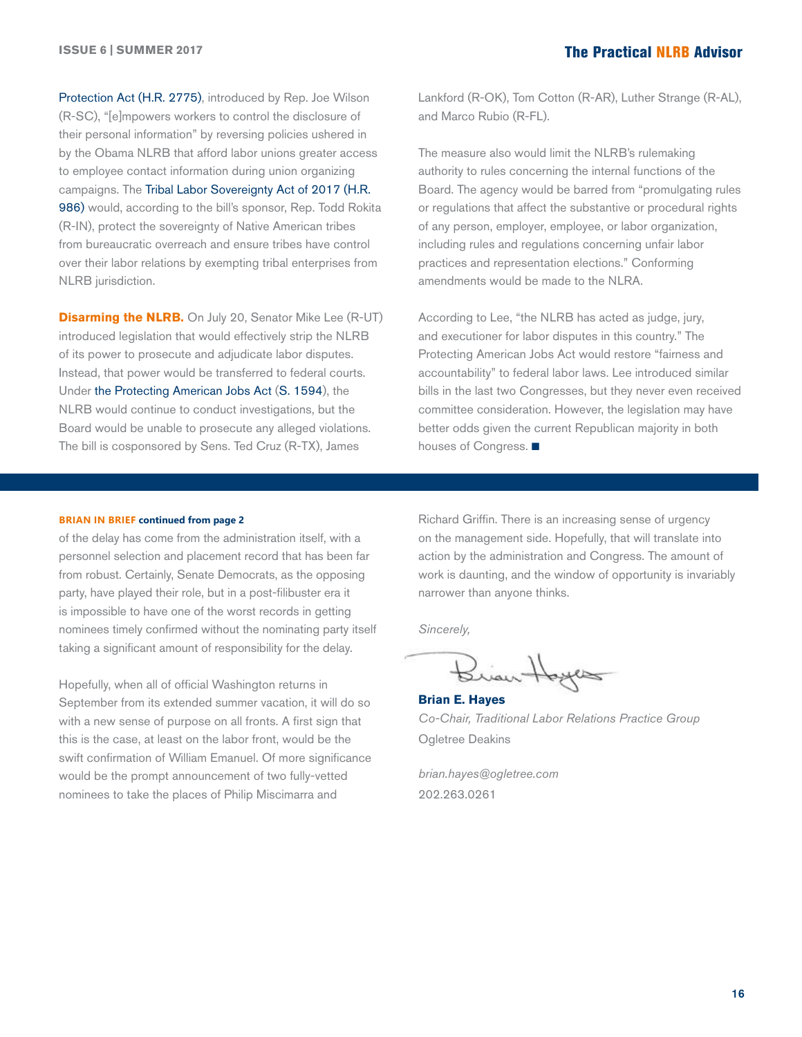Protection Act (H.R. 2775), introduced by Rep. Joe Wilson (R-SC), "[e]mpowers workers to control the disclosure of their personal information" by reversing policies ushered in by the Obama NLRB that afford labor unions greater access to employee contact information during union organizing campaigns. The Tribal Labor Sovereignty Act of 2017 (H.R. 986) would, according to the bill's sponsor, Rep. Todd Rokita (R-IN), protect the sovereignty of Native American tribes from bureaucratic overreach and ensure tribes have control over their labor relations by exempting tribal enterprises from NLRB jurisdiction.

**Disarming the NLRB.** On July 20, Senator Mike Lee (R-UT) introduced legislation that would effectively strip the NLRB of its power to prosecute and adjudicate labor disputes. Instead, that power would be transferred to federal courts. Under the Protecting American Jobs Act (S. 1594), the NLRB would continue to conduct investigations, but the Board would be unable to prosecute any alleged violations. The bill is cosponsored by Sens. Ted Cruz (R-TX), James Lankford (R-OK), Tom Cotton (R-AR), Luther Strange (R-AL), and Marco Rubio (R-FL).

The measure also would limit the NLRB's rulemaking authority to rules concerning the internal functions of the Board. The agency would be barred from "promulgating rules or regulations that affect the substantive or procedural rights of any person, employer, employee, or labor organization, including rules and regulations concerning unfair labor practices and representation elections." Conforming amendments would be made to the NLRA.

According to Lee, "the NLRB has acted as judge, jury, and executioner for labor disputes in this country." The Protecting American Jobs Act would restore "fairness and accountability" to federal labor laws. Lee introduced similar bills in the last two Congresses, but they never even received committee consideration. However, the legislation may have better odds given the current Republican majority in both houses of Congress. ■

---

**BRIAN IN BRIEF continued from page 2**

of the delay has come from the administration itself, with a personnel selection and placement record that has been far from robust. Certainly, Senate Democrats, as the opposing party, have played their role, but in a post-filibuster era it is impossible to have one of the worst records in getting nominees timely confirmed without the nominating party itself taking a significant amount of responsibility for the delay.

Hopefully, when all of official Washington returns in September from its extended summer vacation, it will do so with a new sense of purpose on all fronts. A first sign that this is the case, at least on the labor front, would be the swift confirmation of William Emanuel. Of more significance would be the prompt announcement of two fully-vetted nominees to take the places of Philip Miscimarra and Richard Griffin. There is an increasing sense of urgency on the management side. Hopefully, that will translate into action by the administration and Congress. The amount of work is daunting, and the window of opportunity is invariably narrower than anyone thinks.

*Sincerely,*

**Brian E. Hayes**
*Co-Chair, Traditional Labor Relations Practice Group*
Ogletree Deakins

*brian.hayes@ogletree.com*
202.263.0261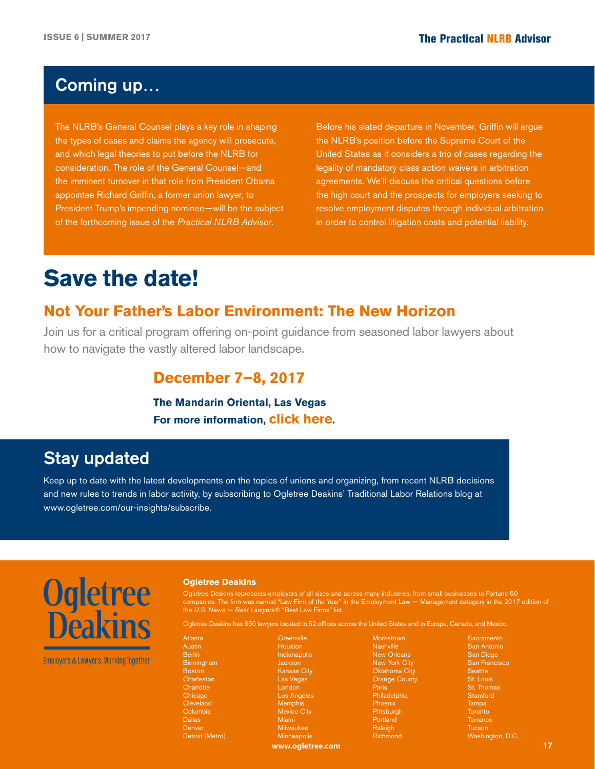## Coming up…

The NLRB's General Counsel plays a key role in shaping the types of cases and claims the agency will prosecute, and which legal theories to put before the NLRB for consideration. The role of the General Counsel—and the imminent turnover in that role from President Obama appointee Richard Griffin, a former union lawyer, to President Trump's impending nominee—will be the subject of the forthcoming issue of the *Practical NLRB Advisor*.

Before his slated departure in November, Griffin will argue the NLRB's position before the Supreme Court of the United States as it considers a trio of cases regarding the legality of mandatory class action waivers in arbitration agreements. We'll discuss the critical questions before the high court and the prospects for employers seeking to resolve employment disputes through individual arbitration in order to control litigation costs and potential liability.

# Save the date!

## Not Your Father's Labor Environment: The New Horizon

Join us for a critical program offering on-point guidance from seasoned labor lawyers about how to navigate the vastly altered labor landscape.

### December 7–8, 2017

**The Mandarin Oriental, Las Vegas**
**For more information, click here.**

## Stay updated

Keep up to date with the latest developments on the topics of unions and organizing, from recent NLRB decisions and new rules to trends in labor activity, by subscribing to Ogletree Deakins' Traditional Labor Relations blog at www.ogletree.com/our-insights/subscribe.

Ogletree Deakins

Employers & Lawyers, Working Together

**Ogletree Deakins**

Ogletree Deakins represents employers of all sizes and across many industries, from small businesses to Fortune 50 companies. The firm was named "Law Firm of the Year" in the Employment Law — Management category in the 2017 edition of the *U.S. News — Best Lawyers*® "Best Law Firms" list.

Ogletree Deakins has 850 lawyers located in 52 offices across the United States and in Europe, Canada, and Mexico.

Atlanta
Austin
Berlin
Birmingham
Boston
Charleston
Charlotte
Chicago
Cleveland
Columbia
Dallas
Denver
Detroit (Metro)
Greenville
Houston
Indianapolis
Jackson
Kansas City
Las Vegas
London
Los Angeles
Memphis
Mexico City
Miami
Milwaukee
Minneapolis
Morristown
Nashville
New Orleans
New York City
Oklahoma City
Orange County
Paris
Philadelphia
Phoenix
Pittsburgh
Portland
Raleigh
Richmond
Sacramento
San Antonio
San Diego
San Francisco
Seattle
St. Louis
St. Thomas
Stamford
Tampa
Toronto
Torrance
Tucson
Washington, D.C.

www.ogletree.com